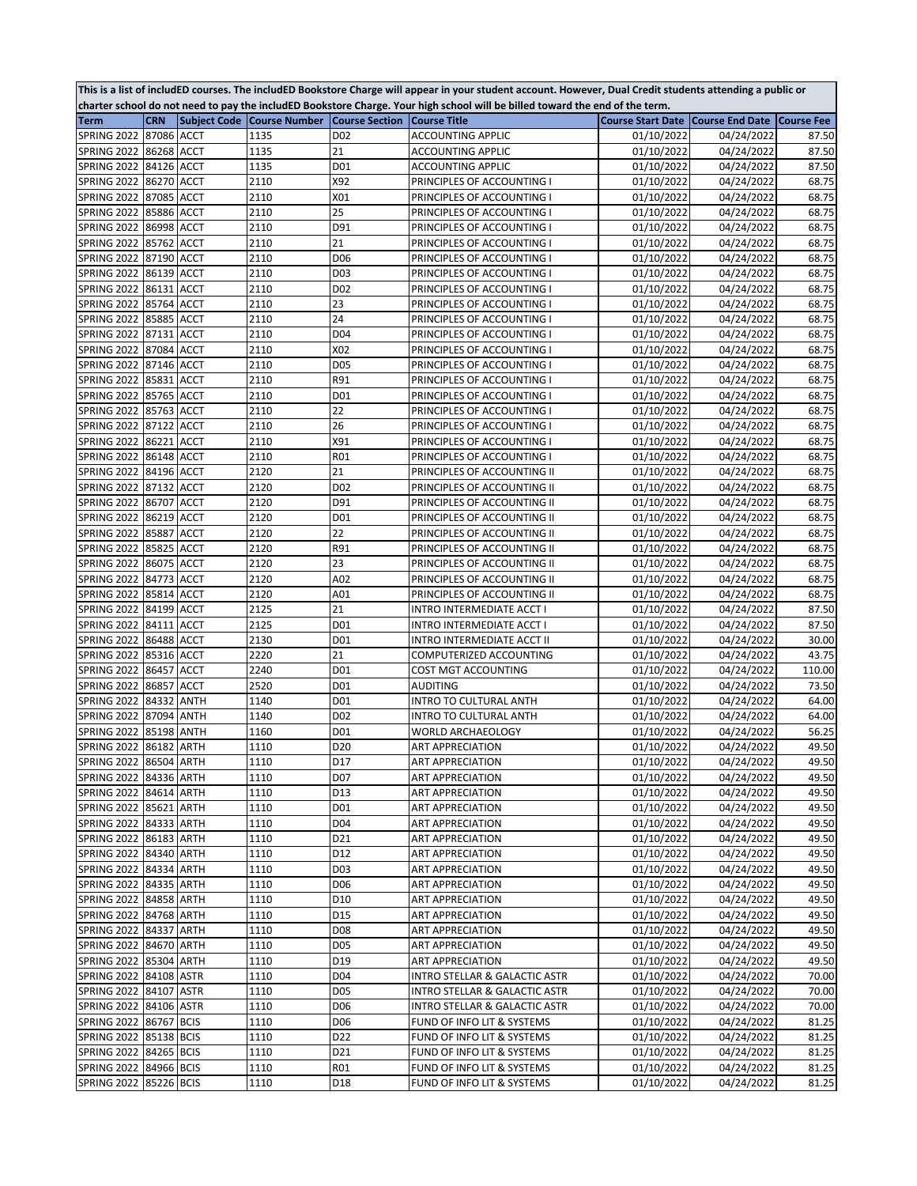This is a list of includED courses. The includED Bookstore Charge will appear in your student account. However, Dual Credit students attending a public or charter school do not need to pay the includED Bookstore Charge. Your high school will be billed toward the end of the term.

| Term | CRN | Subject Code | Course Number | Course Section | Course Title | Course Start Date | Course End Date | Course Fee |
|---|---|---|---|---|---|---|---|---|
| SPRING 2022 | 87086 | ACCT | 1135 | D02 | ACCOUNTING APPLIC | 01/10/2022 | 04/24/2022 | 87.50 |
| SPRING 2022 | 86268 | ACCT | 1135 | 21 | ACCOUNTING APPLIC | 01/10/2022 | 04/24/2022 | 87.50 |
| SPRING 2022 | 84126 | ACCT | 1135 | D01 | ACCOUNTING APPLIC | 01/10/2022 | 04/24/2022 | 87.50 |
| SPRING 2022 | 86270 | ACCT | 2110 | X92 | PRINCIPLES OF ACCOUNTING I | 01/10/2022 | 04/24/2022 | 68.75 |
| SPRING 2022 | 87085 | ACCT | 2110 | X01 | PRINCIPLES OF ACCOUNTING I | 01/10/2022 | 04/24/2022 | 68.75 |
| SPRING 2022 | 85886 | ACCT | 2110 | 25 | PRINCIPLES OF ACCOUNTING I | 01/10/2022 | 04/24/2022 | 68.75 |
| SPRING 2022 | 86998 | ACCT | 2110 | D91 | PRINCIPLES OF ACCOUNTING I | 01/10/2022 | 04/24/2022 | 68.75 |
| SPRING 2022 | 85762 | ACCT | 2110 | 21 | PRINCIPLES OF ACCOUNTING I | 01/10/2022 | 04/24/2022 | 68.75 |
| SPRING 2022 | 87190 | ACCT | 2110 | D06 | PRINCIPLES OF ACCOUNTING I | 01/10/2022 | 04/24/2022 | 68.75 |
| SPRING 2022 | 86139 | ACCT | 2110 | D03 | PRINCIPLES OF ACCOUNTING I | 01/10/2022 | 04/24/2022 | 68.75 |
| SPRING 2022 | 86131 | ACCT | 2110 | D02 | PRINCIPLES OF ACCOUNTING I | 01/10/2022 | 04/24/2022 | 68.75 |
| SPRING 2022 | 85764 | ACCT | 2110 | 23 | PRINCIPLES OF ACCOUNTING I | 01/10/2022 | 04/24/2022 | 68.75 |
| SPRING 2022 | 85885 | ACCT | 2110 | 24 | PRINCIPLES OF ACCOUNTING I | 01/10/2022 | 04/24/2022 | 68.75 |
| SPRING 2022 | 87131 | ACCT | 2110 | D04 | PRINCIPLES OF ACCOUNTING I | 01/10/2022 | 04/24/2022 | 68.75 |
| SPRING 2022 | 87084 | ACCT | 2110 | X02 | PRINCIPLES OF ACCOUNTING I | 01/10/2022 | 04/24/2022 | 68.75 |
| SPRING 2022 | 87146 | ACCT | 2110 | D05 | PRINCIPLES OF ACCOUNTING I | 01/10/2022 | 04/24/2022 | 68.75 |
| SPRING 2022 | 85831 | ACCT | 2110 | R91 | PRINCIPLES OF ACCOUNTING I | 01/10/2022 | 04/24/2022 | 68.75 |
| SPRING 2022 | 85765 | ACCT | 2110 | D01 | PRINCIPLES OF ACCOUNTING I | 01/10/2022 | 04/24/2022 | 68.75 |
| SPRING 2022 | 85763 | ACCT | 2110 | 22 | PRINCIPLES OF ACCOUNTING I | 01/10/2022 | 04/24/2022 | 68.75 |
| SPRING 2022 | 87122 | ACCT | 2110 | 26 | PRINCIPLES OF ACCOUNTING I | 01/10/2022 | 04/24/2022 | 68.75 |
| SPRING 2022 | 86221 | ACCT | 2110 | X91 | PRINCIPLES OF ACCOUNTING I | 01/10/2022 | 04/24/2022 | 68.75 |
| SPRING 2022 | 86148 | ACCT | 2110 | R01 | PRINCIPLES OF ACCOUNTING I | 01/10/2022 | 04/24/2022 | 68.75 |
| SPRING 2022 | 84196 | ACCT | 2120 | 21 | PRINCIPLES OF ACCOUNTING II | 01/10/2022 | 04/24/2022 | 68.75 |
| SPRING 2022 | 87132 | ACCT | 2120 | D02 | PRINCIPLES OF ACCOUNTING II | 01/10/2022 | 04/24/2022 | 68.75 |
| SPRING 2022 | 86707 | ACCT | 2120 | D91 | PRINCIPLES OF ACCOUNTING II | 01/10/2022 | 04/24/2022 | 68.75 |
| SPRING 2022 | 86219 | ACCT | 2120 | D01 | PRINCIPLES OF ACCOUNTING II | 01/10/2022 | 04/24/2022 | 68.75 |
| SPRING 2022 | 85887 | ACCT | 2120 | 22 | PRINCIPLES OF ACCOUNTING II | 01/10/2022 | 04/24/2022 | 68.75 |
| SPRING 2022 | 85825 | ACCT | 2120 | R91 | PRINCIPLES OF ACCOUNTING II | 01/10/2022 | 04/24/2022 | 68.75 |
| SPRING 2022 | 86075 | ACCT | 2120 | 23 | PRINCIPLES OF ACCOUNTING II | 01/10/2022 | 04/24/2022 | 68.75 |
| SPRING 2022 | 84773 | ACCT | 2120 | A02 | PRINCIPLES OF ACCOUNTING II | 01/10/2022 | 04/24/2022 | 68.75 |
| SPRING 2022 | 85814 | ACCT | 2120 | A01 | PRINCIPLES OF ACCOUNTING II | 01/10/2022 | 04/24/2022 | 68.75 |
| SPRING 2022 | 84199 | ACCT | 2125 | 21 | INTRO INTERMEDIATE ACCT I | 01/10/2022 | 04/24/2022 | 87.50 |
| SPRING 2022 | 84111 | ACCT | 2125 | D01 | INTRO INTERMEDIATE ACCT I | 01/10/2022 | 04/24/2022 | 87.50 |
| SPRING 2022 | 86488 | ACCT | 2130 | D01 | INTRO INTERMEDIATE ACCT II | 01/10/2022 | 04/24/2022 | 30.00 |
| SPRING 2022 | 85316 | ACCT | 2220 | 21 | COMPUTERIZED ACCOUNTING | 01/10/2022 | 04/24/2022 | 43.75 |
| SPRING 2022 | 86457 | ACCT | 2240 | D01 | COST MGT ACCOUNTING | 01/10/2022 | 04/24/2022 | 110.00 |
| SPRING 2022 | 86857 | ACCT | 2520 | D01 | AUDITING | 01/10/2022 | 04/24/2022 | 73.50 |
| SPRING 2022 | 84332 | ANTH | 1140 | D01 | INTRO TO CULTURAL ANTH | 01/10/2022 | 04/24/2022 | 64.00 |
| SPRING 2022 | 87094 | ANTH | 1140 | D02 | INTRO TO CULTURAL ANTH | 01/10/2022 | 04/24/2022 | 64.00 |
| SPRING 2022 | 85198 | ANTH | 1160 | D01 | WORLD ARCHAEOLOGY | 01/10/2022 | 04/24/2022 | 56.25 |
| SPRING 2022 | 86182 | ARTH | 1110 | D20 | ART APPRECIATION | 01/10/2022 | 04/24/2022 | 49.50 |
| SPRING 2022 | 86504 | ARTH | 1110 | D17 | ART APPRECIATION | 01/10/2022 | 04/24/2022 | 49.50 |
| SPRING 2022 | 84336 | ARTH | 1110 | D07 | ART APPRECIATION | 01/10/2022 | 04/24/2022 | 49.50 |
| SPRING 2022 | 84614 | ARTH | 1110 | D13 | ART APPRECIATION | 01/10/2022 | 04/24/2022 | 49.50 |
| SPRING 2022 | 85621 | ARTH | 1110 | D01 | ART APPRECIATION | 01/10/2022 | 04/24/2022 | 49.50 |
| SPRING 2022 | 84333 | ARTH | 1110 | D04 | ART APPRECIATION | 01/10/2022 | 04/24/2022 | 49.50 |
| SPRING 2022 | 86183 | ARTH | 1110 | D21 | ART APPRECIATION | 01/10/2022 | 04/24/2022 | 49.50 |
| SPRING 2022 | 84340 | ARTH | 1110 | D12 | ART APPRECIATION | 01/10/2022 | 04/24/2022 | 49.50 |
| SPRING 2022 | 84334 | ARTH | 1110 | D03 | ART APPRECIATION | 01/10/2022 | 04/24/2022 | 49.50 |
| SPRING 2022 | 84335 | ARTH | 1110 | D06 | ART APPRECIATION | 01/10/2022 | 04/24/2022 | 49.50 |
| SPRING 2022 | 84858 | ARTH | 1110 | D10 | ART APPRECIATION | 01/10/2022 | 04/24/2022 | 49.50 |
| SPRING 2022 | 84768 | ARTH | 1110 | D15 | ART APPRECIATION | 01/10/2022 | 04/24/2022 | 49.50 |
| SPRING 2022 | 84337 | ARTH | 1110 | D08 | ART APPRECIATION | 01/10/2022 | 04/24/2022 | 49.50 |
| SPRING 2022 | 84670 | ARTH | 1110 | D05 | ART APPRECIATION | 01/10/2022 | 04/24/2022 | 49.50 |
| SPRING 2022 | 85304 | ARTH | 1110 | D19 | ART APPRECIATION | 01/10/2022 | 04/24/2022 | 49.50 |
| SPRING 2022 | 84108 | ASTR | 1110 | D04 | INTRO STELLAR & GALACTIC ASTR | 01/10/2022 | 04/24/2022 | 70.00 |
| SPRING 2022 | 84107 | ASTR | 1110 | D05 | INTRO STELLAR & GALACTIC ASTR | 01/10/2022 | 04/24/2022 | 70.00 |
| SPRING 2022 | 84106 | ASTR | 1110 | D06 | INTRO STELLAR & GALACTIC ASTR | 01/10/2022 | 04/24/2022 | 70.00 |
| SPRING 2022 | 86767 | BCIS | 1110 | D06 | FUND OF INFO LIT & SYSTEMS | 01/10/2022 | 04/24/2022 | 81.25 |
| SPRING 2022 | 85138 | BCIS | 1110 | D22 | FUND OF INFO LIT & SYSTEMS | 01/10/2022 | 04/24/2022 | 81.25 |
| SPRING 2022 | 84265 | BCIS | 1110 | D21 | FUND OF INFO LIT & SYSTEMS | 01/10/2022 | 04/24/2022 | 81.25 |
| SPRING 2022 | 84966 | BCIS | 1110 | R01 | FUND OF INFO LIT & SYSTEMS | 01/10/2022 | 04/24/2022 | 81.25 |
| SPRING 2022 | 85226 | BCIS | 1110 | D18 | FUND OF INFO LIT & SYSTEMS | 01/10/2022 | 04/24/2022 | 81.25 |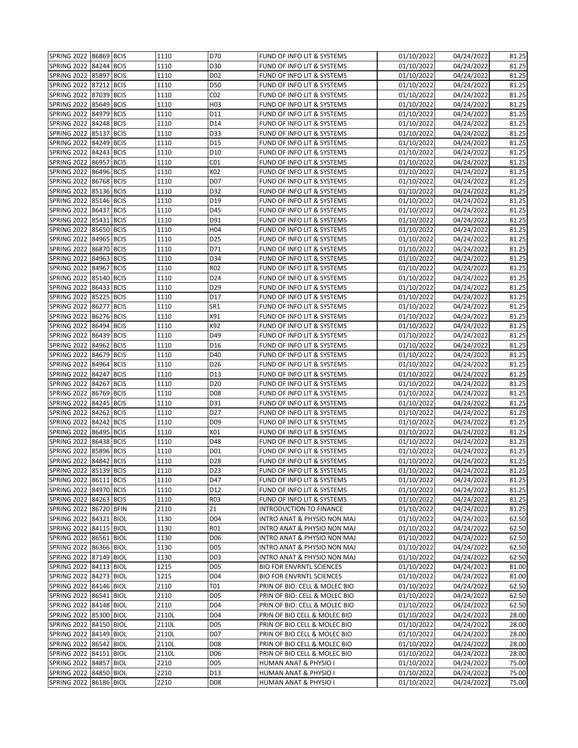| | | | | | | | | |
|---|---|---|---|---|---|---|---|---|
| SPRING 2022 | 86869 | BCIS | 1110 | D70 | FUND OF INFO LIT & SYSTEMS | 01/10/2022 | 04/24/2022 | 81.25 |
| SPRING 2022 | 84244 | BCIS | 1110 | D30 | FUND OF INFO LIT & SYSTEMS | 01/10/2022 | 04/24/2022 | 81.25 |
| SPRING 2022 | 85897 | BCIS | 1110 | D02 | FUND OF INFO LIT & SYSTEMS | 01/10/2022 | 04/24/2022 | 81.25 |
| SPRING 2022 | 87212 | BCIS | 1110 | D50 | FUND OF INFO LIT & SYSTEMS | 01/10/2022 | 04/24/2022 | 81.25 |
| SPRING 2022 | 87039 | BCIS | 1110 | C02 | FUND OF INFO LIT & SYSTEMS | 01/10/2022 | 04/24/2022 | 81.25 |
| SPRING 2022 | 85649 | BCIS | 1110 | H03 | FUND OF INFO LIT & SYSTEMS | 01/10/2022 | 04/24/2022 | 81.25 |
| SPRING 2022 | 84979 | BCIS | 1110 | D11 | FUND OF INFO LIT & SYSTEMS | 01/10/2022 | 04/24/2022 | 81.25 |
| SPRING 2022 | 84248 | BCIS | 1110 | D14 | FUND OF INFO LIT & SYSTEMS | 01/10/2022 | 04/24/2022 | 81.25 |
| SPRING 2022 | 85137 | BCIS | 1110 | D33 | FUND OF INFO LIT & SYSTEMS | 01/10/2022 | 04/24/2022 | 81.25 |
| SPRING 2022 | 84249 | BCIS | 1110 | D15 | FUND OF INFO LIT & SYSTEMS | 01/10/2022 | 04/24/2022 | 81.25 |
| SPRING 2022 | 84243 | BCIS | 1110 | D10 | FUND OF INFO LIT & SYSTEMS | 01/10/2022 | 04/24/2022 | 81.25 |
| SPRING 2022 | 86957 | BCIS | 1110 | C01 | FUND OF INFO LIT & SYSTEMS | 01/10/2022 | 04/24/2022 | 81.25 |
| SPRING 2022 | 86496 | BCIS | 1110 | X02 | FUND OF INFO LIT & SYSTEMS | 01/10/2022 | 04/24/2022 | 81.25 |
| SPRING 2022 | 86768 | BCIS | 1110 | D07 | FUND OF INFO LIT & SYSTEMS | 01/10/2022 | 04/24/2022 | 81.25 |
| SPRING 2022 | 85136 | BCIS | 1110 | D32 | FUND OF INFO LIT & SYSTEMS | 01/10/2022 | 04/24/2022 | 81.25 |
| SPRING 2022 | 85146 | BCIS | 1110 | D19 | FUND OF INFO LIT & SYSTEMS | 01/10/2022 | 04/24/2022 | 81.25 |
| SPRING 2022 | 86437 | BCIS | 1110 | D45 | FUND OF INFO LIT & SYSTEMS | 01/10/2022 | 04/24/2022 | 81.25 |
| SPRING 2022 | 85431 | BCIS | 1110 | D91 | FUND OF INFO LIT & SYSTEMS | 01/10/2022 | 04/24/2022 | 81.25 |
| SPRING 2022 | 85650 | BCIS | 1110 | H04 | FUND OF INFO LIT & SYSTEMS | 01/10/2022 | 04/24/2022 | 81.25 |
| SPRING 2022 | 84965 | BCIS | 1110 | D25 | FUND OF INFO LIT & SYSTEMS | 01/10/2022 | 04/24/2022 | 81.25 |
| SPRING 2022 | 86870 | BCIS | 1110 | D71 | FUND OF INFO LIT & SYSTEMS | 01/10/2022 | 04/24/2022 | 81.25 |
| SPRING 2022 | 84963 | BCIS | 1110 | D34 | FUND OF INFO LIT & SYSTEMS | 01/10/2022 | 04/24/2022 | 81.25 |
| SPRING 2022 | 84967 | BCIS | 1110 | R02 | FUND OF INFO LIT & SYSTEMS | 01/10/2022 | 04/24/2022 | 81.25 |
| SPRING 2022 | 85140 | BCIS | 1110 | D24 | FUND OF INFO LIT & SYSTEMS | 01/10/2022 | 04/24/2022 | 81.25 |
| SPRING 2022 | 86433 | BCIS | 1110 | D29 | FUND OF INFO LIT & SYSTEMS | 01/10/2022 | 04/24/2022 | 81.25 |
| SPRING 2022 | 85225 | BCIS | 1110 | D17 | FUND OF INFO LIT & SYSTEMS | 01/10/2022 | 04/24/2022 | 81.25 |
| SPRING 2022 | 86277 | BCIS | 1110 | SR1 | FUND OF INFO LIT & SYSTEMS | 01/10/2022 | 04/24/2022 | 81.25 |
| SPRING 2022 | 86276 | BCIS | 1110 | X91 | FUND OF INFO LIT & SYSTEMS | 01/10/2022 | 04/24/2022 | 81.25 |
| SPRING 2022 | 86494 | BCIS | 1110 | X92 | FUND OF INFO LIT & SYSTEMS | 01/10/2022 | 04/24/2022 | 81.25 |
| SPRING 2022 | 86439 | BCIS | 1110 | D49 | FUND OF INFO LIT & SYSTEMS | 01/10/2022 | 04/24/2022 | 81.25 |
| SPRING 2022 | 84962 | BCIS | 1110 | D16 | FUND OF INFO LIT & SYSTEMS | 01/10/2022 | 04/24/2022 | 81.25 |
| SPRING 2022 | 84679 | BCIS | 1110 | D40 | FUND OF INFO LIT & SYSTEMS | 01/10/2022 | 04/24/2022 | 81.25 |
| SPRING 2022 | 84964 | BCIS | 1110 | D26 | FUND OF INFO LIT & SYSTEMS | 01/10/2022 | 04/24/2022 | 81.25 |
| SPRING 2022 | 84247 | BCIS | 1110 | D13 | FUND OF INFO LIT & SYSTEMS | 01/10/2022 | 04/24/2022 | 81.25 |
| SPRING 2022 | 84267 | BCIS | 1110 | D20 | FUND OF INFO LIT & SYSTEMS | 01/10/2022 | 04/24/2022 | 81.25 |
| SPRING 2022 | 86769 | BCIS | 1110 | D08 | FUND OF INFO LIT & SYSTEMS | 01/10/2022 | 04/24/2022 | 81.25 |
| SPRING 2022 | 84245 | BCIS | 1110 | D31 | FUND OF INFO LIT & SYSTEMS | 01/10/2022 | 04/24/2022 | 81.25 |
| SPRING 2022 | 84262 | BCIS | 1110 | D27 | FUND OF INFO LIT & SYSTEMS | 01/10/2022 | 04/24/2022 | 81.25 |
| SPRING 2022 | 84242 | BCIS | 1110 | D09 | FUND OF INFO LIT & SYSTEMS | 01/10/2022 | 04/24/2022 | 81.25 |
| SPRING 2022 | 86495 | BCIS | 1110 | X01 | FUND OF INFO LIT & SYSTEMS | 01/10/2022 | 04/24/2022 | 81.25 |
| SPRING 2022 | 86438 | BCIS | 1110 | D48 | FUND OF INFO LIT & SYSTEMS | 01/10/2022 | 04/24/2022 | 81.25 |
| SPRING 2022 | 85896 | BCIS | 1110 | D01 | FUND OF INFO LIT & SYSTEMS | 01/10/2022 | 04/24/2022 | 81.25 |
| SPRING 2022 | 84842 | BCIS | 1110 | D28 | FUND OF INFO LIT & SYSTEMS | 01/10/2022 | 04/24/2022 | 81.25 |
| SPRING 2022 | 85139 | BCIS | 1110 | D23 | FUND OF INFO LIT & SYSTEMS | 01/10/2022 | 04/24/2022 | 81.25 |
| SPRING 2022 | 86111 | BCIS | 1110 | D47 | FUND OF INFO LIT & SYSTEMS | 01/10/2022 | 04/24/2022 | 81.25 |
| SPRING 2022 | 84970 | BCIS | 1110 | D12 | FUND OF INFO LIT & SYSTEMS | 01/10/2022 | 04/24/2022 | 81.25 |
| SPRING 2022 | 84263 | BCIS | 1110 | R03 | FUND OF INFO LIT & SYSTEMS | 01/10/2022 | 04/24/2022 | 81.25 |
| SPRING 2022 | 86720 | BFIN | 2110 | 21 | INTRODUCTION TO FINANCE | 01/10/2022 | 04/24/2022 | 81.25 |
| SPRING 2022 | 84321 | BIOL | 1130 | D04 | INTRO ANAT & PHYSIO NON MAJ | 01/10/2022 | 04/24/2022 | 62.50 |
| SPRING 2022 | 84115 | BIOL | 1130 | R01 | INTRO ANAT & PHYSIO NON MAJ | 01/10/2022 | 04/24/2022 | 62.50 |
| SPRING 2022 | 86561 | BIOL | 1130 | D06 | INTRO ANAT & PHYSIO NON MAJ | 01/10/2022 | 04/24/2022 | 62.50 |
| SPRING 2022 | 86366 | BIOL | 1130 | D05 | INTRO ANAT & PHYSIO NON MAJ | 01/10/2022 | 04/24/2022 | 62.50 |
| SPRING 2022 | 87149 | BIOL | 1130 | D03 | INTRO ANAT & PHYSIO NON MAJ | 01/10/2022 | 04/24/2022 | 62.50 |
| SPRING 2022 | 84113 | BIOL | 1215 | D05 | BIO FOR ENVRNTL SCIENCES | 01/10/2022 | 04/24/2022 | 81.00 |
| SPRING 2022 | 84273 | BIOL | 1215 | D04 | BIO FOR ENVRNTL SCIENCES | 01/10/2022 | 04/24/2022 | 81.00 |
| SPRING 2022 | 84146 | BIOL | 2110 | T01 | PRIN OF BIO: CELL & MOLEC BIO | 01/10/2022 | 04/24/2022 | 62.50 |
| SPRING 2022 | 86541 | BIOL | 2110 | D05 | PRIN OF BIO: CELL & MOLEC BIO | 01/10/2022 | 04/24/2022 | 62.50 |
| SPRING 2022 | 84148 | BIOL | 2110 | D04 | PRIN OF BIO: CELL & MOLEC BIO | 01/10/2022 | 04/24/2022 | 62.50 |
| SPRING 2022 | 85300 | BIOL | 2110L | D04 | PRIN OF BIO CELL & MOLEC BIO | 01/10/2022 | 04/24/2022 | 28.00 |
| SPRING 2022 | 84150 | BIOL | 2110L | D05 | PRIN OF BIO CELL & MOLEC BIO | 01/10/2022 | 04/24/2022 | 28.00 |
| SPRING 2022 | 84149 | BIOL | 2110L | D07 | PRIN OF BIO CELL & MOLEC BIO | 01/10/2022 | 04/24/2022 | 28.00 |
| SPRING 2022 | 86542 | BIOL | 2110L | D08 | PRIN OF BIO CELL & MOLEC BIO | 01/10/2022 | 04/24/2022 | 28.00 |
| SPRING 2022 | 84151 | BIOL | 2110L | D06 | PRIN OF BIO CELL & MOLEC BIO | 01/10/2022 | 04/24/2022 | 28.00 |
| SPRING 2022 | 84857 | BIOL | 2210 | D05 | HUMAN ANAT & PHYSIO I | 01/10/2022 | 04/24/2022 | 75.00 |
| SPRING 2022 | 84850 | BIOL | 2210 | D13 | HUMAN ANAT & PHYSIO I | 01/10/2022 | 04/24/2022 | 75.00 |
| SPRING 2022 | 86186 | BIOL | 2210 | D08 | HUMAN ANAT & PHYSIO I | 01/10/2022 | 04/24/2022 | 75.00 |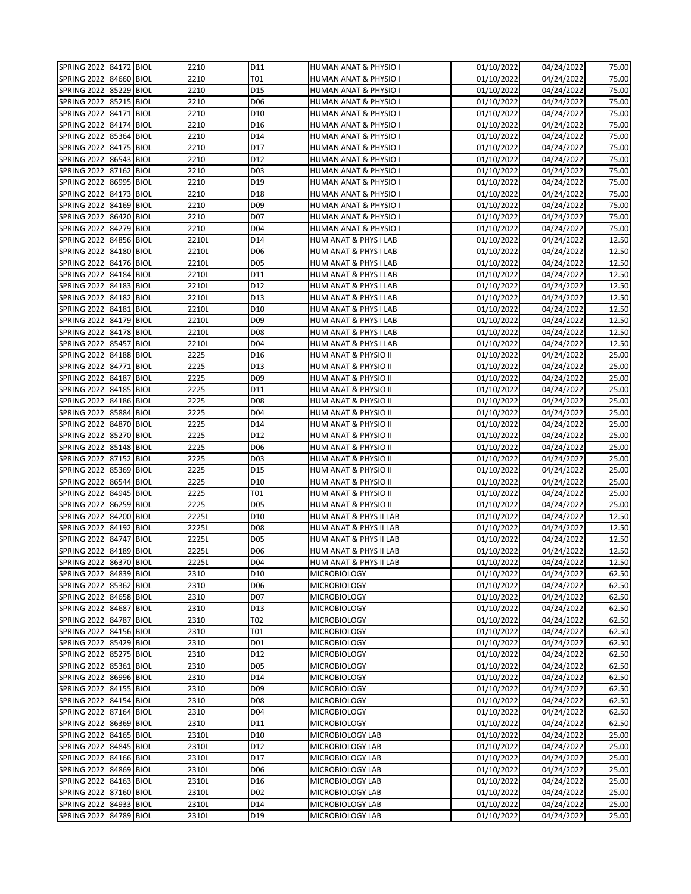| | | | | | | | | |
|---|---|---|---|---|---|---|---|---|
| SPRING 2022 | 84172 | BIOL | 2210 | D11 | HUMAN ANAT & PHYSIO I | 01/10/2022 | 04/24/2022 | 75.00 |
| SPRING 2022 | 84660 | BIOL | 2210 | T01 | HUMAN ANAT & PHYSIO I | 01/10/2022 | 04/24/2022 | 75.00 |
| SPRING 2022 | 85229 | BIOL | 2210 | D15 | HUMAN ANAT & PHYSIO I | 01/10/2022 | 04/24/2022 | 75.00 |
| SPRING 2022 | 85215 | BIOL | 2210 | D06 | HUMAN ANAT & PHYSIO I | 01/10/2022 | 04/24/2022 | 75.00 |
| SPRING 2022 | 84171 | BIOL | 2210 | D10 | HUMAN ANAT & PHYSIO I | 01/10/2022 | 04/24/2022 | 75.00 |
| SPRING 2022 | 84174 | BIOL | 2210 | D16 | HUMAN ANAT & PHYSIO I | 01/10/2022 | 04/24/2022 | 75.00 |
| SPRING 2022 | 85364 | BIOL | 2210 | D14 | HUMAN ANAT & PHYSIO I | 01/10/2022 | 04/24/2022 | 75.00 |
| SPRING 2022 | 84175 | BIOL | 2210 | D17 | HUMAN ANAT & PHYSIO I | 01/10/2022 | 04/24/2022 | 75.00 |
| SPRING 2022 | 86543 | BIOL | 2210 | D12 | HUMAN ANAT & PHYSIO I | 01/10/2022 | 04/24/2022 | 75.00 |
| SPRING 2022 | 87162 | BIOL | 2210 | D03 | HUMAN ANAT & PHYSIO I | 01/10/2022 | 04/24/2022 | 75.00 |
| SPRING 2022 | 86995 | BIOL | 2210 | D19 | HUMAN ANAT & PHYSIO I | 01/10/2022 | 04/24/2022 | 75.00 |
| SPRING 2022 | 84173 | BIOL | 2210 | D18 | HUMAN ANAT & PHYSIO I | 01/10/2022 | 04/24/2022 | 75.00 |
| SPRING 2022 | 84169 | BIOL | 2210 | D09 | HUMAN ANAT & PHYSIO I | 01/10/2022 | 04/24/2022 | 75.00 |
| SPRING 2022 | 86420 | BIOL | 2210 | D07 | HUMAN ANAT & PHYSIO I | 01/10/2022 | 04/24/2022 | 75.00 |
| SPRING 2022 | 84279 | BIOL | 2210 | D04 | HUMAN ANAT & PHYSIO I | 01/10/2022 | 04/24/2022 | 75.00 |
| SPRING 2022 | 84856 | BIOL | 2210L | D14 | HUM ANAT & PHYS I LAB | 01/10/2022 | 04/24/2022 | 12.50 |
| SPRING 2022 | 84180 | BIOL | 2210L | D06 | HUM ANAT & PHYS I LAB | 01/10/2022 | 04/24/2022 | 12.50 |
| SPRING 2022 | 84176 | BIOL | 2210L | D05 | HUM ANAT & PHYS I LAB | 01/10/2022 | 04/24/2022 | 12.50 |
| SPRING 2022 | 84184 | BIOL | 2210L | D11 | HUM ANAT & PHYS I LAB | 01/10/2022 | 04/24/2022 | 12.50 |
| SPRING 2022 | 84183 | BIOL | 2210L | D12 | HUM ANAT & PHYS I LAB | 01/10/2022 | 04/24/2022 | 12.50 |
| SPRING 2022 | 84182 | BIOL | 2210L | D13 | HUM ANAT & PHYS I LAB | 01/10/2022 | 04/24/2022 | 12.50 |
| SPRING 2022 | 84181 | BIOL | 2210L | D10 | HUM ANAT & PHYS I LAB | 01/10/2022 | 04/24/2022 | 12.50 |
| SPRING 2022 | 84179 | BIOL | 2210L | D09 | HUM ANAT & PHYS I LAB | 01/10/2022 | 04/24/2022 | 12.50 |
| SPRING 2022 | 84178 | BIOL | 2210L | D08 | HUM ANAT & PHYS I LAB | 01/10/2022 | 04/24/2022 | 12.50 |
| SPRING 2022 | 85457 | BIOL | 2210L | D04 | HUM ANAT & PHYS I LAB | 01/10/2022 | 04/24/2022 | 12.50 |
| SPRING 2022 | 84188 | BIOL | 2225 | D16 | HUM ANAT & PHYSIO II | 01/10/2022 | 04/24/2022 | 25.00 |
| SPRING 2022 | 84771 | BIOL | 2225 | D13 | HUM ANAT & PHYSIO II | 01/10/2022 | 04/24/2022 | 25.00 |
| SPRING 2022 | 84187 | BIOL | 2225 | D09 | HUM ANAT & PHYSIO II | 01/10/2022 | 04/24/2022 | 25.00 |
| SPRING 2022 | 84185 | BIOL | 2225 | D11 | HUM ANAT & PHYSIO II | 01/10/2022 | 04/24/2022 | 25.00 |
| SPRING 2022 | 84186 | BIOL | 2225 | D08 | HUM ANAT & PHYSIO II | 01/10/2022 | 04/24/2022 | 25.00 |
| SPRING 2022 | 85884 | BIOL | 2225 | D04 | HUM ANAT & PHYSIO II | 01/10/2022 | 04/24/2022 | 25.00 |
| SPRING 2022 | 84870 | BIOL | 2225 | D14 | HUM ANAT & PHYSIO II | 01/10/2022 | 04/24/2022 | 25.00 |
| SPRING 2022 | 85270 | BIOL | 2225 | D12 | HUM ANAT & PHYSIO II | 01/10/2022 | 04/24/2022 | 25.00 |
| SPRING 2022 | 85148 | BIOL | 2225 | D06 | HUM ANAT & PHYSIO II | 01/10/2022 | 04/24/2022 | 25.00 |
| SPRING 2022 | 87152 | BIOL | 2225 | D03 | HUM ANAT & PHYSIO II | 01/10/2022 | 04/24/2022 | 25.00 |
| SPRING 2022 | 85369 | BIOL | 2225 | D15 | HUM ANAT & PHYSIO II | 01/10/2022 | 04/24/2022 | 25.00 |
| SPRING 2022 | 86544 | BIOL | 2225 | D10 | HUM ANAT & PHYSIO II | 01/10/2022 | 04/24/2022 | 25.00 |
| SPRING 2022 | 84945 | BIOL | 2225 | T01 | HUM ANAT & PHYSIO II | 01/10/2022 | 04/24/2022 | 25.00 |
| SPRING 2022 | 86259 | BIOL | 2225 | D05 | HUM ANAT & PHYSIO II | 01/10/2022 | 04/24/2022 | 25.00 |
| SPRING 2022 | 84200 | BIOL | 2225L | D10 | HUM ANAT & PHYS II LAB | 01/10/2022 | 04/24/2022 | 12.50 |
| SPRING 2022 | 84192 | BIOL | 2225L | D08 | HUM ANAT & PHYS II LAB | 01/10/2022 | 04/24/2022 | 12.50 |
| SPRING 2022 | 84747 | BIOL | 2225L | D05 | HUM ANAT & PHYS II LAB | 01/10/2022 | 04/24/2022 | 12.50 |
| SPRING 2022 | 84189 | BIOL | 2225L | D06 | HUM ANAT & PHYS II LAB | 01/10/2022 | 04/24/2022 | 12.50 |
| SPRING 2022 | 86370 | BIOL | 2225L | D04 | HUM ANAT & PHYS II LAB | 01/10/2022 | 04/24/2022 | 12.50 |
| SPRING 2022 | 84839 | BIOL | 2310 | D10 | MICROBIOLOGY | 01/10/2022 | 04/24/2022 | 62.50 |
| SPRING 2022 | 85362 | BIOL | 2310 | D06 | MICROBIOLOGY | 01/10/2022 | 04/24/2022 | 62.50 |
| SPRING 2022 | 84658 | BIOL | 2310 | D07 | MICROBIOLOGY | 01/10/2022 | 04/24/2022 | 62.50 |
| SPRING 2022 | 84687 | BIOL | 2310 | D13 | MICROBIOLOGY | 01/10/2022 | 04/24/2022 | 62.50 |
| SPRING 2022 | 84787 | BIOL | 2310 | T02 | MICROBIOLOGY | 01/10/2022 | 04/24/2022 | 62.50 |
| SPRING 2022 | 84156 | BIOL | 2310 | T01 | MICROBIOLOGY | 01/10/2022 | 04/24/2022 | 62.50 |
| SPRING 2022 | 85429 | BIOL | 2310 | D01 | MICROBIOLOGY | 01/10/2022 | 04/24/2022 | 62.50 |
| SPRING 2022 | 85275 | BIOL | 2310 | D12 | MICROBIOLOGY | 01/10/2022 | 04/24/2022 | 62.50 |
| SPRING 2022 | 85361 | BIOL | 2310 | D05 | MICROBIOLOGY | 01/10/2022 | 04/24/2022 | 62.50 |
| SPRING 2022 | 86996 | BIOL | 2310 | D14 | MICROBIOLOGY | 01/10/2022 | 04/24/2022 | 62.50 |
| SPRING 2022 | 84155 | BIOL | 2310 | D09 | MICROBIOLOGY | 01/10/2022 | 04/24/2022 | 62.50 |
| SPRING 2022 | 84154 | BIOL | 2310 | D08 | MICROBIOLOGY | 01/10/2022 | 04/24/2022 | 62.50 |
| SPRING 2022 | 87164 | BIOL | 2310 | D04 | MICROBIOLOGY | 01/10/2022 | 04/24/2022 | 62.50 |
| SPRING 2022 | 86369 | BIOL | 2310 | D11 | MICROBIOLOGY | 01/10/2022 | 04/24/2022 | 62.50 |
| SPRING 2022 | 84165 | BIOL | 2310L | D10 | MICROBIOLOGY LAB | 01/10/2022 | 04/24/2022 | 25.00 |
| SPRING 2022 | 84845 | BIOL | 2310L | D12 | MICROBIOLOGY LAB | 01/10/2022 | 04/24/2022 | 25.00 |
| SPRING 2022 | 84166 | BIOL | 2310L | D17 | MICROBIOLOGY LAB | 01/10/2022 | 04/24/2022 | 25.00 |
| SPRING 2022 | 84869 | BIOL | 2310L | D06 | MICROBIOLOGY LAB | 01/10/2022 | 04/24/2022 | 25.00 |
| SPRING 2022 | 84163 | BIOL | 2310L | D16 | MICROBIOLOGY LAB | 01/10/2022 | 04/24/2022 | 25.00 |
| SPRING 2022 | 87160 | BIOL | 2310L | D02 | MICROBIOLOGY LAB | 01/10/2022 | 04/24/2022 | 25.00 |
| SPRING 2022 | 84933 | BIOL | 2310L | D14 | MICROBIOLOGY LAB | 01/10/2022 | 04/24/2022 | 25.00 |
| SPRING 2022 | 84789 | BIOL | 2310L | D19 | MICROBIOLOGY LAB | 01/10/2022 | 04/24/2022 | 25.00 |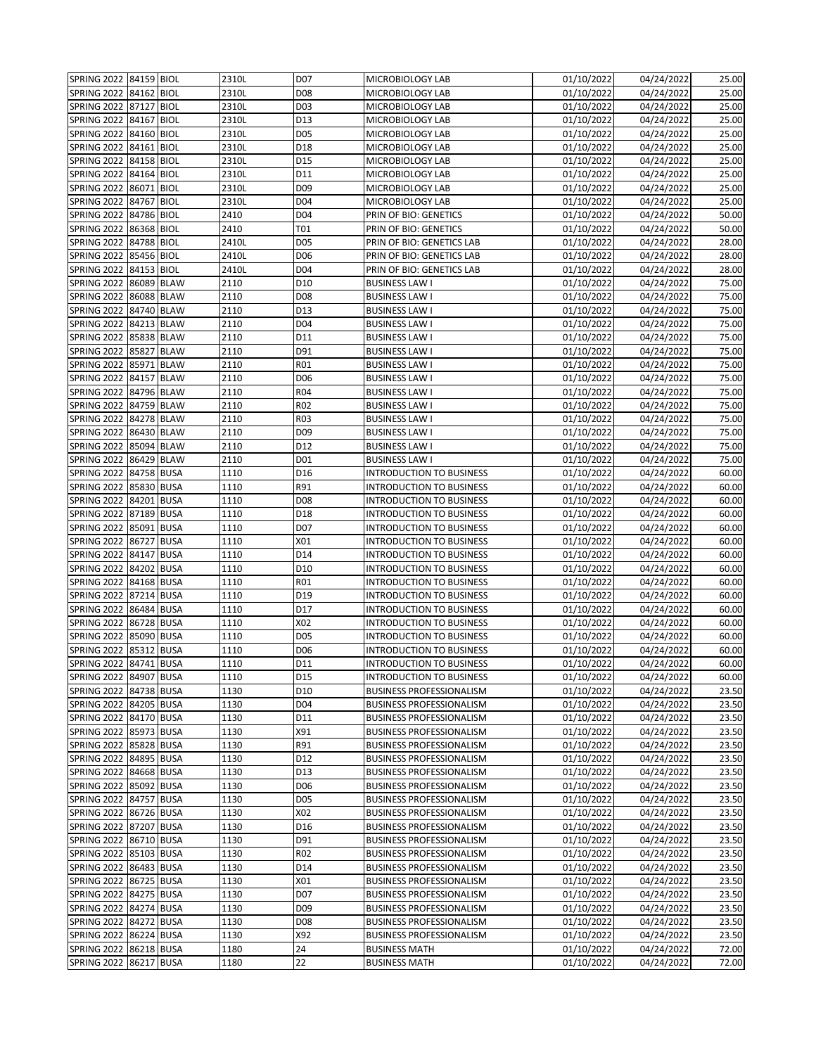| | | | | | | | | |
|---|---|---|---|---|---|---|---|---|
| SPRING 2022 | 84159 | BIOL | 2310L | D07 | MICROBIOLOGY LAB | 01/10/2022 | 04/24/2022 | 25.00 |
| SPRING 2022 | 84162 | BIOL | 2310L | D08 | MICROBIOLOGY LAB | 01/10/2022 | 04/24/2022 | 25.00 |
| SPRING 2022 | 87127 | BIOL | 2310L | D03 | MICROBIOLOGY LAB | 01/10/2022 | 04/24/2022 | 25.00 |
| SPRING 2022 | 84167 | BIOL | 2310L | D13 | MICROBIOLOGY LAB | 01/10/2022 | 04/24/2022 | 25.00 |
| SPRING 2022 | 84160 | BIOL | 2310L | D05 | MICROBIOLOGY LAB | 01/10/2022 | 04/24/2022 | 25.00 |
| SPRING 2022 | 84161 | BIOL | 2310L | D18 | MICROBIOLOGY LAB | 01/10/2022 | 04/24/2022 | 25.00 |
| SPRING 2022 | 84158 | BIOL | 2310L | D15 | MICROBIOLOGY LAB | 01/10/2022 | 04/24/2022 | 25.00 |
| SPRING 2022 | 84164 | BIOL | 2310L | D11 | MICROBIOLOGY LAB | 01/10/2022 | 04/24/2022 | 25.00 |
| SPRING 2022 | 86071 | BIOL | 2310L | D09 | MICROBIOLOGY LAB | 01/10/2022 | 04/24/2022 | 25.00 |
| SPRING 2022 | 84767 | BIOL | 2310L | D04 | MICROBIOLOGY LAB | 01/10/2022 | 04/24/2022 | 25.00 |
| SPRING 2022 | 84786 | BIOL | 2410 | D04 | PRIN OF BIO: GENETICS | 01/10/2022 | 04/24/2022 | 50.00 |
| SPRING 2022 | 86368 | BIOL | 2410 | T01 | PRIN OF BIO: GENETICS | 01/10/2022 | 04/24/2022 | 50.00 |
| SPRING 2022 | 84788 | BIOL | 2410L | D05 | PRIN OF BIO: GENETICS LAB | 01/10/2022 | 04/24/2022 | 28.00 |
| SPRING 2022 | 85456 | BIOL | 2410L | D06 | PRIN OF BIO: GENETICS LAB | 01/10/2022 | 04/24/2022 | 28.00 |
| SPRING 2022 | 84153 | BIOL | 2410L | D04 | PRIN OF BIO: GENETICS LAB | 01/10/2022 | 04/24/2022 | 28.00 |
| SPRING 2022 | 86089 | BLAW | 2110 | D10 | BUSINESS LAW I | 01/10/2022 | 04/24/2022 | 75.00 |
| SPRING 2022 | 86088 | BLAW | 2110 | D08 | BUSINESS LAW I | 01/10/2022 | 04/24/2022 | 75.00 |
| SPRING 2022 | 84740 | BLAW | 2110 | D13 | BUSINESS LAW I | 01/10/2022 | 04/24/2022 | 75.00 |
| SPRING 2022 | 84213 | BLAW | 2110 | D04 | BUSINESS LAW I | 01/10/2022 | 04/24/2022 | 75.00 |
| SPRING 2022 | 85838 | BLAW | 2110 | D11 | BUSINESS LAW I | 01/10/2022 | 04/24/2022 | 75.00 |
| SPRING 2022 | 85827 | BLAW | 2110 | D91 | BUSINESS LAW I | 01/10/2022 | 04/24/2022 | 75.00 |
| SPRING 2022 | 85971 | BLAW | 2110 | R01 | BUSINESS LAW I | 01/10/2022 | 04/24/2022 | 75.00 |
| SPRING 2022 | 84157 | BLAW | 2110 | D06 | BUSINESS LAW I | 01/10/2022 | 04/24/2022 | 75.00 |
| SPRING 2022 | 84796 | BLAW | 2110 | R04 | BUSINESS LAW I | 01/10/2022 | 04/24/2022 | 75.00 |
| SPRING 2022 | 84759 | BLAW | 2110 | R02 | BUSINESS LAW I | 01/10/2022 | 04/24/2022 | 75.00 |
| SPRING 2022 | 84278 | BLAW | 2110 | R03 | BUSINESS LAW I | 01/10/2022 | 04/24/2022 | 75.00 |
| SPRING 2022 | 86430 | BLAW | 2110 | D09 | BUSINESS LAW I | 01/10/2022 | 04/24/2022 | 75.00 |
| SPRING 2022 | 85094 | BLAW | 2110 | D12 | BUSINESS LAW I | 01/10/2022 | 04/24/2022 | 75.00 |
| SPRING 2022 | 86429 | BLAW | 2110 | D01 | BUSINESS LAW I | 01/10/2022 | 04/24/2022 | 75.00 |
| SPRING 2022 | 84758 | BUSA | 1110 | D16 | INTRODUCTION TO BUSINESS | 01/10/2022 | 04/24/2022 | 60.00 |
| SPRING 2022 | 85830 | BUSA | 1110 | R91 | INTRODUCTION TO BUSINESS | 01/10/2022 | 04/24/2022 | 60.00 |
| SPRING 2022 | 84201 | BUSA | 1110 | D08 | INTRODUCTION TO BUSINESS | 01/10/2022 | 04/24/2022 | 60.00 |
| SPRING 2022 | 87189 | BUSA | 1110 | D18 | INTRODUCTION TO BUSINESS | 01/10/2022 | 04/24/2022 | 60.00 |
| SPRING 2022 | 85091 | BUSA | 1110 | D07 | INTRODUCTION TO BUSINESS | 01/10/2022 | 04/24/2022 | 60.00 |
| SPRING 2022 | 86727 | BUSA | 1110 | X01 | INTRODUCTION TO BUSINESS | 01/10/2022 | 04/24/2022 | 60.00 |
| SPRING 2022 | 84147 | BUSA | 1110 | D14 | INTRODUCTION TO BUSINESS | 01/10/2022 | 04/24/2022 | 60.00 |
| SPRING 2022 | 84202 | BUSA | 1110 | D10 | INTRODUCTION TO BUSINESS | 01/10/2022 | 04/24/2022 | 60.00 |
| SPRING 2022 | 84168 | BUSA | 1110 | R01 | INTRODUCTION TO BUSINESS | 01/10/2022 | 04/24/2022 | 60.00 |
| SPRING 2022 | 87214 | BUSA | 1110 | D19 | INTRODUCTION TO BUSINESS | 01/10/2022 | 04/24/2022 | 60.00 |
| SPRING 2022 | 86484 | BUSA | 1110 | D17 | INTRODUCTION TO BUSINESS | 01/10/2022 | 04/24/2022 | 60.00 |
| SPRING 2022 | 86728 | BUSA | 1110 | X02 | INTRODUCTION TO BUSINESS | 01/10/2022 | 04/24/2022 | 60.00 |
| SPRING 2022 | 85090 | BUSA | 1110 | D05 | INTRODUCTION TO BUSINESS | 01/10/2022 | 04/24/2022 | 60.00 |
| SPRING 2022 | 85312 | BUSA | 1110 | D06 | INTRODUCTION TO BUSINESS | 01/10/2022 | 04/24/2022 | 60.00 |
| SPRING 2022 | 84741 | BUSA | 1110 | D11 | INTRODUCTION TO BUSINESS | 01/10/2022 | 04/24/2022 | 60.00 |
| SPRING 2022 | 84907 | BUSA | 1110 | D15 | INTRODUCTION TO BUSINESS | 01/10/2022 | 04/24/2022 | 60.00 |
| SPRING 2022 | 84738 | BUSA | 1130 | D10 | BUSINESS PROFESSIONALISM | 01/10/2022 | 04/24/2022 | 23.50 |
| SPRING 2022 | 84205 | BUSA | 1130 | D04 | BUSINESS PROFESSIONALISM | 01/10/2022 | 04/24/2022 | 23.50 |
| SPRING 2022 | 84170 | BUSA | 1130 | D11 | BUSINESS PROFESSIONALISM | 01/10/2022 | 04/24/2022 | 23.50 |
| SPRING 2022 | 85973 | BUSA | 1130 | X91 | BUSINESS PROFESSIONALISM | 01/10/2022 | 04/24/2022 | 23.50 |
| SPRING 2022 | 85828 | BUSA | 1130 | R91 | BUSINESS PROFESSIONALISM | 01/10/2022 | 04/24/2022 | 23.50 |
| SPRING 2022 | 84895 | BUSA | 1130 | D12 | BUSINESS PROFESSIONALISM | 01/10/2022 | 04/24/2022 | 23.50 |
| SPRING 2022 | 84668 | BUSA | 1130 | D13 | BUSINESS PROFESSIONALISM | 01/10/2022 | 04/24/2022 | 23.50 |
| SPRING 2022 | 85092 | BUSA | 1130 | D06 | BUSINESS PROFESSIONALISM | 01/10/2022 | 04/24/2022 | 23.50 |
| SPRING 2022 | 84757 | BUSA | 1130 | D05 | BUSINESS PROFESSIONALISM | 01/10/2022 | 04/24/2022 | 23.50 |
| SPRING 2022 | 86726 | BUSA | 1130 | X02 | BUSINESS PROFESSIONALISM | 01/10/2022 | 04/24/2022 | 23.50 |
| SPRING 2022 | 87207 | BUSA | 1130 | D16 | BUSINESS PROFESSIONALISM | 01/10/2022 | 04/24/2022 | 23.50 |
| SPRING 2022 | 86710 | BUSA | 1130 | D91 | BUSINESS PROFESSIONALISM | 01/10/2022 | 04/24/2022 | 23.50 |
| SPRING 2022 | 85103 | BUSA | 1130 | R02 | BUSINESS PROFESSIONALISM | 01/10/2022 | 04/24/2022 | 23.50 |
| SPRING 2022 | 86483 | BUSA | 1130 | D14 | BUSINESS PROFESSIONALISM | 01/10/2022 | 04/24/2022 | 23.50 |
| SPRING 2022 | 86725 | BUSA | 1130 | X01 | BUSINESS PROFESSIONALISM | 01/10/2022 | 04/24/2022 | 23.50 |
| SPRING 2022 | 84275 | BUSA | 1130 | D07 | BUSINESS PROFESSIONALISM | 01/10/2022 | 04/24/2022 | 23.50 |
| SPRING 2022 | 84274 | BUSA | 1130 | D09 | BUSINESS PROFESSIONALISM | 01/10/2022 | 04/24/2022 | 23.50 |
| SPRING 2022 | 84272 | BUSA | 1130 | D08 | BUSINESS PROFESSIONALISM | 01/10/2022 | 04/24/2022 | 23.50 |
| SPRING 2022 | 86224 | BUSA | 1130 | X92 | BUSINESS PROFESSIONALISM | 01/10/2022 | 04/24/2022 | 23.50 |
| SPRING 2022 | 86218 | BUSA | 1180 | 24 | BUSINESS MATH | 01/10/2022 | 04/24/2022 | 72.00 |
| SPRING 2022 | 86217 | BUSA | 1180 | 22 | BUSINESS MATH | 01/10/2022 | 04/24/2022 | 72.00 |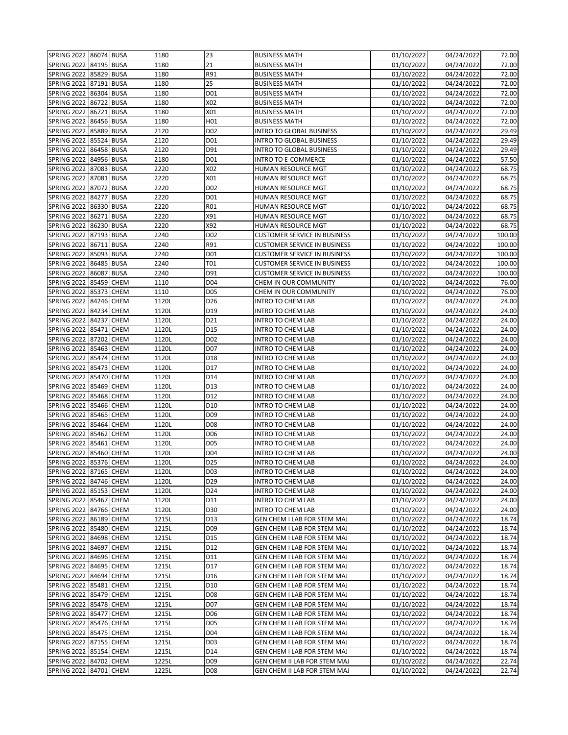| | | | | | | | | |
|---|---|---|---|---|---|---|---|---|
| SPRING 2022 | 86074 | BUSA | 1180 | 23 | BUSINESS MATH | 01/10/2022 | 04/24/2022 | 72.00 |
| SPRING 2022 | 84195 | BUSA | 1180 | 21 | BUSINESS MATH | 01/10/2022 | 04/24/2022 | 72.00 |
| SPRING 2022 | 85829 | BUSA | 1180 | R91 | BUSINESS MATH | 01/10/2022 | 04/24/2022 | 72.00 |
| SPRING 2022 | 87191 | BUSA | 1180 | 25 | BUSINESS MATH | 01/10/2022 | 04/24/2022 | 72.00 |
| SPRING 2022 | 86304 | BUSA | 1180 | D01 | BUSINESS MATH | 01/10/2022 | 04/24/2022 | 72.00 |
| SPRING 2022 | 86722 | BUSA | 1180 | X02 | BUSINESS MATH | 01/10/2022 | 04/24/2022 | 72.00 |
| SPRING 2022 | 86721 | BUSA | 1180 | X01 | BUSINESS MATH | 01/10/2022 | 04/24/2022 | 72.00 |
| SPRING 2022 | 86456 | BUSA | 1180 | H01 | BUSINESS MATH | 01/10/2022 | 04/24/2022 | 72.00 |
| SPRING 2022 | 85889 | BUSA | 2120 | D02 | INTRO TO GLOBAL BUSINESS | 01/10/2022 | 04/24/2022 | 29.49 |
| SPRING 2022 | 85524 | BUSA | 2120 | D01 | INTRO TO GLOBAL BUSINESS | 01/10/2022 | 04/24/2022 | 29.49 |
| SPRING 2022 | 86458 | BUSA | 2120 | D91 | INTRO TO GLOBAL BUSINESS | 01/10/2022 | 04/24/2022 | 29.49 |
| SPRING 2022 | 84956 | BUSA | 2180 | D01 | INTRO TO E-COMMERCE | 01/10/2022 | 04/24/2022 | 57.50 |
| SPRING 2022 | 87083 | BUSA | 2220 | X02 | HUMAN RESOURCE MGT | 01/10/2022 | 04/24/2022 | 68.75 |
| SPRING 2022 | 87081 | BUSA | 2220 | X01 | HUMAN RESOURCE MGT | 01/10/2022 | 04/24/2022 | 68.75 |
| SPRING 2022 | 87072 | BUSA | 2220 | D02 | HUMAN RESOURCE MGT | 01/10/2022 | 04/24/2022 | 68.75 |
| SPRING 2022 | 84277 | BUSA | 2220 | D01 | HUMAN RESOURCE MGT | 01/10/2022 | 04/24/2022 | 68.75 |
| SPRING 2022 | 86330 | BUSA | 2220 | R01 | HUMAN RESOURCE MGT | 01/10/2022 | 04/24/2022 | 68.75 |
| SPRING 2022 | 86271 | BUSA | 2220 | X91 | HUMAN RESOURCE MGT | 01/10/2022 | 04/24/2022 | 68.75 |
| SPRING 2022 | 86230 | BUSA | 2220 | X92 | HUMAN RESOURCE MGT | 01/10/2022 | 04/24/2022 | 68.75 |
| SPRING 2022 | 87193 | BUSA | 2240 | D02 | CUSTOMER SERVICE IN BUSINESS | 01/10/2022 | 04/24/2022 | 100.00 |
| SPRING 2022 | 86711 | BUSA | 2240 | R91 | CUSTOMER SERVICE IN BUSINESS | 01/10/2022 | 04/24/2022 | 100.00 |
| SPRING 2022 | 85093 | BUSA | 2240 | D01 | CUSTOMER SERVICE IN BUSINESS | 01/10/2022 | 04/24/2022 | 100.00 |
| SPRING 2022 | 86485 | BUSA | 2240 | T01 | CUSTOMER SERVICE IN BUSINESS | 01/10/2022 | 04/24/2022 | 100.00 |
| SPRING 2022 | 86087 | BUSA | 2240 | D91 | CUSTOMER SERVICE IN BUSINESS | 01/10/2022 | 04/24/2022 | 100.00 |
| SPRING 2022 | 85459 | CHEM | 1110 | D04 | CHEM IN OUR COMMUNITY | 01/10/2022 | 04/24/2022 | 76.00 |
| SPRING 2022 | 85373 | CHEM | 1110 | D05 | CHEM IN OUR COMMUNITY | 01/10/2022 | 04/24/2022 | 76.00 |
| SPRING 2022 | 84246 | CHEM | 1120L | D26 | INTRO TO CHEM LAB | 01/10/2022 | 04/24/2022 | 24.00 |
| SPRING 2022 | 84234 | CHEM | 1120L | D19 | INTRO TO CHEM LAB | 01/10/2022 | 04/24/2022 | 24.00 |
| SPRING 2022 | 84237 | CHEM | 1120L | D21 | INTRO TO CHEM LAB | 01/10/2022 | 04/24/2022 | 24.00 |
| SPRING 2022 | 85471 | CHEM | 1120L | D15 | INTRO TO CHEM LAB | 01/10/2022 | 04/24/2022 | 24.00 |
| SPRING 2022 | 87202 | CHEM | 1120L | D02 | INTRO TO CHEM LAB | 01/10/2022 | 04/24/2022 | 24.00 |
| SPRING 2022 | 85463 | CHEM | 1120L | D07 | INTRO TO CHEM LAB | 01/10/2022 | 04/24/2022 | 24.00 |
| SPRING 2022 | 85474 | CHEM | 1120L | D18 | INTRO TO CHEM LAB | 01/10/2022 | 04/24/2022 | 24.00 |
| SPRING 2022 | 85473 | CHEM | 1120L | D17 | INTRO TO CHEM LAB | 01/10/2022 | 04/24/2022 | 24.00 |
| SPRING 2022 | 85470 | CHEM | 1120L | D14 | INTRO TO CHEM LAB | 01/10/2022 | 04/24/2022 | 24.00 |
| SPRING 2022 | 85469 | CHEM | 1120L | D13 | INTRO TO CHEM LAB | 01/10/2022 | 04/24/2022 | 24.00 |
| SPRING 2022 | 85468 | CHEM | 1120L | D12 | INTRO TO CHEM LAB | 01/10/2022 | 04/24/2022 | 24.00 |
| SPRING 2022 | 85466 | CHEM | 1120L | D10 | INTRO TO CHEM LAB | 01/10/2022 | 04/24/2022 | 24.00 |
| SPRING 2022 | 85465 | CHEM | 1120L | D09 | INTRO TO CHEM LAB | 01/10/2022 | 04/24/2022 | 24.00 |
| SPRING 2022 | 85464 | CHEM | 1120L | D08 | INTRO TO CHEM LAB | 01/10/2022 | 04/24/2022 | 24.00 |
| SPRING 2022 | 85462 | CHEM | 1120L | D06 | INTRO TO CHEM LAB | 01/10/2022 | 04/24/2022 | 24.00 |
| SPRING 2022 | 85461 | CHEM | 1120L | D05 | INTRO TO CHEM LAB | 01/10/2022 | 04/24/2022 | 24.00 |
| SPRING 2022 | 85460 | CHEM | 1120L | D04 | INTRO TO CHEM LAB | 01/10/2022 | 04/24/2022 | 24.00 |
| SPRING 2022 | 85376 | CHEM | 1120L | D25 | INTRO TO CHEM LAB | 01/10/2022 | 04/24/2022 | 24.00 |
| SPRING 2022 | 87165 | CHEM | 1120L | D03 | INTRO TO CHEM LAB | 01/10/2022 | 04/24/2022 | 24.00 |
| SPRING 2022 | 84746 | CHEM | 1120L | D29 | INTRO TO CHEM LAB | 01/10/2022 | 04/24/2022 | 24.00 |
| SPRING 2022 | 85153 | CHEM | 1120L | D24 | INTRO TO CHEM LAB | 01/10/2022 | 04/24/2022 | 24.00 |
| SPRING 2022 | 85467 | CHEM | 1120L | D11 | INTRO TO CHEM LAB | 01/10/2022 | 04/24/2022 | 24.00 |
| SPRING 2022 | 84766 | CHEM | 1120L | D30 | INTRO TO CHEM LAB | 01/10/2022 | 04/24/2022 | 24.00 |
| SPRING 2022 | 86189 | CHEM | 1215L | D13 | GEN CHEM I LAB FOR STEM MAJ | 01/10/2022 | 04/24/2022 | 18.74 |
| SPRING 2022 | 85480 | CHEM | 1215L | D09 | GEN CHEM I LAB FOR STEM MAJ | 01/10/2022 | 04/24/2022 | 18.74 |
| SPRING 2022 | 84698 | CHEM | 1215L | D15 | GEN CHEM I LAB FOR STEM MAJ | 01/10/2022 | 04/24/2022 | 18.74 |
| SPRING 2022 | 84697 | CHEM | 1215L | D12 | GEN CHEM I LAB FOR STEM MAJ | 01/10/2022 | 04/24/2022 | 18.74 |
| SPRING 2022 | 84696 | CHEM | 1215L | D11 | GEN CHEM I LAB FOR STEM MAJ | 01/10/2022 | 04/24/2022 | 18.74 |
| SPRING 2022 | 84695 | CHEM | 1215L | D17 | GEN CHEM I LAB FOR STEM MAJ | 01/10/2022 | 04/24/2022 | 18.74 |
| SPRING 2022 | 84694 | CHEM | 1215L | D16 | GEN CHEM I LAB FOR STEM MAJ | 01/10/2022 | 04/24/2022 | 18.74 |
| SPRING 2022 | 85481 | CHEM | 1215L | D10 | GEN CHEM I LAB FOR STEM MAJ | 01/10/2022 | 04/24/2022 | 18.74 |
| SPRING 2022 | 85479 | CHEM | 1215L | D08 | GEN CHEM I LAB FOR STEM MAJ | 01/10/2022 | 04/24/2022 | 18.74 |
| SPRING 2022 | 85478 | CHEM | 1215L | D07 | GEN CHEM I LAB FOR STEM MAJ | 01/10/2022 | 04/24/2022 | 18.74 |
| SPRING 2022 | 85477 | CHEM | 1215L | D06 | GEN CHEM I LAB FOR STEM MAJ | 01/10/2022 | 04/24/2022 | 18.74 |
| SPRING 2022 | 85476 | CHEM | 1215L | D05 | GEN CHEM I LAB FOR STEM MAJ | 01/10/2022 | 04/24/2022 | 18.74 |
| SPRING 2022 | 85475 | CHEM | 1215L | D04 | GEN CHEM I LAB FOR STEM MAJ | 01/10/2022 | 04/24/2022 | 18.74 |
| SPRING 2022 | 87155 | CHEM | 1215L | D03 | GEN CHEM I LAB FOR STEM MAJ | 01/10/2022 | 04/24/2022 | 18.74 |
| SPRING 2022 | 85154 | CHEM | 1215L | D14 | GEN CHEM I LAB FOR STEM MAJ | 01/10/2022 | 04/24/2022 | 18.74 |
| SPRING 2022 | 84702 | CHEM | 1225L | D09 | GEN CHEM II LAB FOR STEM MAJ | 01/10/2022 | 04/24/2022 | 22.74 |
| SPRING 2022 | 84701 | CHEM | 1225L | D08 | GEN CHEM II LAB FOR STEM MAJ | 01/10/2022 | 04/24/2022 | 22.74 |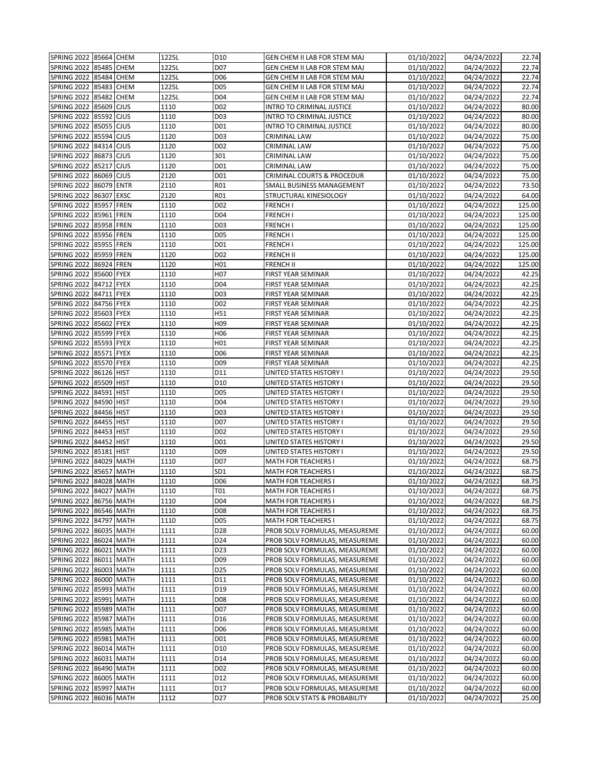| | | | | | | | | |
|---|---|---|---|---|---|---|---|---|
| SPRING 2022 | 85664 | CHEM | 1225L | D10 | GEN CHEM II LAB FOR STEM MAJ | 01/10/2022 | 04/24/2022 | 22.74 |
| SPRING 2022 | 85485 | CHEM | 1225L | D07 | GEN CHEM II LAB FOR STEM MAJ | 01/10/2022 | 04/24/2022 | 22.74 |
| SPRING 2022 | 85484 | CHEM | 1225L | D06 | GEN CHEM II LAB FOR STEM MAJ | 01/10/2022 | 04/24/2022 | 22.74 |
| SPRING 2022 | 85483 | CHEM | 1225L | D05 | GEN CHEM II LAB FOR STEM MAJ | 01/10/2022 | 04/24/2022 | 22.74 |
| SPRING 2022 | 85482 | CHEM | 1225L | D04 | GEN CHEM II LAB FOR STEM MAJ | 01/10/2022 | 04/24/2022 | 22.74 |
| SPRING 2022 | 85609 | CJUS | 1110 | D02 | INTRO TO CRIMINAL JUSTICE | 01/10/2022 | 04/24/2022 | 80.00 |
| SPRING 2022 | 85592 | CJUS | 1110 | D03 | INTRO TO CRIMINAL JUSTICE | 01/10/2022 | 04/24/2022 | 80.00 |
| SPRING 2022 | 85055 | CJUS | 1110 | D01 | INTRO TO CRIMINAL JUSTICE | 01/10/2022 | 04/24/2022 | 80.00 |
| SPRING 2022 | 85594 | CJUS | 1120 | D03 | CRIMINAL LAW | 01/10/2022 | 04/24/2022 | 75.00 |
| SPRING 2022 | 84314 | CJUS | 1120 | D02 | CRIMINAL LAW | 01/10/2022 | 04/24/2022 | 75.00 |
| SPRING 2022 | 86873 | CJUS | 1120 | 301 | CRIMINAL LAW | 01/10/2022 | 04/24/2022 | 75.00 |
| SPRING 2022 | 85217 | CJUS | 1120 | D01 | CRIMINAL LAW | 01/10/2022 | 04/24/2022 | 75.00 |
| SPRING 2022 | 86069 | CJUS | 2120 | D01 | CRIMINAL COURTS & PROCEDUR | 01/10/2022 | 04/24/2022 | 75.00 |
| SPRING 2022 | 86079 | ENTR | 2110 | R01 | SMALL BUSINESS MANAGEMENT | 01/10/2022 | 04/24/2022 | 73.50 |
| SPRING 2022 | 86307 | EXSC | 2120 | R01 | STRUCTURAL KINESIOLOGY | 01/10/2022 | 04/24/2022 | 64.00 |
| SPRING 2022 | 85957 | FREN | 1110 | D02 | FRENCH I | 01/10/2022 | 04/24/2022 | 125.00 |
| SPRING 2022 | 85961 | FREN | 1110 | D04 | FRENCH I | 01/10/2022 | 04/24/2022 | 125.00 |
| SPRING 2022 | 85958 | FREN | 1110 | D03 | FRENCH I | 01/10/2022 | 04/24/2022 | 125.00 |
| SPRING 2022 | 85956 | FREN | 1110 | D05 | FRENCH I | 01/10/2022 | 04/24/2022 | 125.00 |
| SPRING 2022 | 85955 | FREN | 1110 | D01 | FRENCH I | 01/10/2022 | 04/24/2022 | 125.00 |
| SPRING 2022 | 85959 | FREN | 1120 | D02 | FRENCH II | 01/10/2022 | 04/24/2022 | 125.00 |
| SPRING 2022 | 86924 | FREN | 1120 | H01 | FRENCH II | 01/10/2022 | 04/24/2022 | 125.00 |
| SPRING 2022 | 85600 | FYEX | 1110 | H07 | FIRST YEAR SEMINAR | 01/10/2022 | 04/24/2022 | 42.25 |
| SPRING 2022 | 84712 | FYEX | 1110 | D04 | FIRST YEAR SEMINAR | 01/10/2022 | 04/24/2022 | 42.25 |
| SPRING 2022 | 84711 | FYEX | 1110 | D03 | FIRST YEAR SEMINAR | 01/10/2022 | 04/24/2022 | 42.25 |
| SPRING 2022 | 84756 | FYEX | 1110 | D02 | FIRST YEAR SEMINAR | 01/10/2022 | 04/24/2022 | 42.25 |
| SPRING 2022 | 85603 | FYEX | 1110 | H51 | FIRST YEAR SEMINAR | 01/10/2022 | 04/24/2022 | 42.25 |
| SPRING 2022 | 85602 | FYEX | 1110 | H09 | FIRST YEAR SEMINAR | 01/10/2022 | 04/24/2022 | 42.25 |
| SPRING 2022 | 85599 | FYEX | 1110 | H06 | FIRST YEAR SEMINAR | 01/10/2022 | 04/24/2022 | 42.25 |
| SPRING 2022 | 85593 | FYEX | 1110 | H01 | FIRST YEAR SEMINAR | 01/10/2022 | 04/24/2022 | 42.25 |
| SPRING 2022 | 85571 | FYEX | 1110 | D06 | FIRST YEAR SEMINAR | 01/10/2022 | 04/24/2022 | 42.25 |
| SPRING 2022 | 85570 | FYEX | 1110 | D09 | FIRST YEAR SEMINAR | 01/10/2022 | 04/24/2022 | 42.25 |
| SPRING 2022 | 86126 | HIST | 1110 | D11 | UNITED STATES HISTORY I | 01/10/2022 | 04/24/2022 | 29.50 |
| SPRING 2022 | 85509 | HIST | 1110 | D10 | UNITED STATES HISTORY I | 01/10/2022 | 04/24/2022 | 29.50 |
| SPRING 2022 | 84591 | HIST | 1110 | D05 | UNITED STATES HISTORY I | 01/10/2022 | 04/24/2022 | 29.50 |
| SPRING 2022 | 84590 | HIST | 1110 | D04 | UNITED STATES HISTORY I | 01/10/2022 | 04/24/2022 | 29.50 |
| SPRING 2022 | 84456 | HIST | 1110 | D03 | UNITED STATES HISTORY I | 01/10/2022 | 04/24/2022 | 29.50 |
| SPRING 2022 | 84455 | HIST | 1110 | D07 | UNITED STATES HISTORY I | 01/10/2022 | 04/24/2022 | 29.50 |
| SPRING 2022 | 84453 | HIST | 1110 | D02 | UNITED STATES HISTORY I | 01/10/2022 | 04/24/2022 | 29.50 |
| SPRING 2022 | 84452 | HIST | 1110 | D01 | UNITED STATES HISTORY I | 01/10/2022 | 04/24/2022 | 29.50 |
| SPRING 2022 | 85181 | HIST | 1110 | D09 | UNITED STATES HISTORY I | 01/10/2022 | 04/24/2022 | 29.50 |
| SPRING 2022 | 84029 | MATH | 1110 | D07 | MATH FOR TEACHERS I | 01/10/2022 | 04/24/2022 | 68.75 |
| SPRING 2022 | 85657 | MATH | 1110 | SD1 | MATH FOR TEACHERS I | 01/10/2022 | 04/24/2022 | 68.75 |
| SPRING 2022 | 84028 | MATH | 1110 | D06 | MATH FOR TEACHERS I | 01/10/2022 | 04/24/2022 | 68.75 |
| SPRING 2022 | 84027 | MATH | 1110 | T01 | MATH FOR TEACHERS I | 01/10/2022 | 04/24/2022 | 68.75 |
| SPRING 2022 | 86756 | MATH | 1110 | D04 | MATH FOR TEACHERS I | 01/10/2022 | 04/24/2022 | 68.75 |
| SPRING 2022 | 86546 | MATH | 1110 | D08 | MATH FOR TEACHERS I | 01/10/2022 | 04/24/2022 | 68.75 |
| SPRING 2022 | 84797 | MATH | 1110 | D05 | MATH FOR TEACHERS I | 01/10/2022 | 04/24/2022 | 68.75 |
| SPRING 2022 | 86035 | MATH | 1111 | D28 | PROB SOLV FORMULAS, MEASUREME | 01/10/2022 | 04/24/2022 | 60.00 |
| SPRING 2022 | 86024 | MATH | 1111 | D24 | PROB SOLV FORMULAS, MEASUREME | 01/10/2022 | 04/24/2022 | 60.00 |
| SPRING 2022 | 86021 | MATH | 1111 | D23 | PROB SOLV FORMULAS, MEASUREME | 01/10/2022 | 04/24/2022 | 60.00 |
| SPRING 2022 | 86011 | MATH | 1111 | D09 | PROB SOLV FORMULAS, MEASUREME | 01/10/2022 | 04/24/2022 | 60.00 |
| SPRING 2022 | 86003 | MATH | 1111 | D25 | PROB SOLV FORMULAS, MEASUREME | 01/10/2022 | 04/24/2022 | 60.00 |
| SPRING 2022 | 86000 | MATH | 1111 | D11 | PROB SOLV FORMULAS, MEASUREME | 01/10/2022 | 04/24/2022 | 60.00 |
| SPRING 2022 | 85993 | MATH | 1111 | D19 | PROB SOLV FORMULAS, MEASUREME | 01/10/2022 | 04/24/2022 | 60.00 |
| SPRING 2022 | 85991 | MATH | 1111 | D08 | PROB SOLV FORMULAS, MEASUREME | 01/10/2022 | 04/24/2022 | 60.00 |
| SPRING 2022 | 85989 | MATH | 1111 | D07 | PROB SOLV FORMULAS, MEASUREME | 01/10/2022 | 04/24/2022 | 60.00 |
| SPRING 2022 | 85987 | MATH | 1111 | D16 | PROB SOLV FORMULAS, MEASUREME | 01/10/2022 | 04/24/2022 | 60.00 |
| SPRING 2022 | 85985 | MATH | 1111 | D06 | PROB SOLV FORMULAS, MEASUREME | 01/10/2022 | 04/24/2022 | 60.00 |
| SPRING 2022 | 85981 | MATH | 1111 | D01 | PROB SOLV FORMULAS, MEASUREME | 01/10/2022 | 04/24/2022 | 60.00 |
| SPRING 2022 | 86014 | MATH | 1111 | D10 | PROB SOLV FORMULAS, MEASUREME | 01/10/2022 | 04/24/2022 | 60.00 |
| SPRING 2022 | 86031 | MATH | 1111 | D14 | PROB SOLV FORMULAS, MEASUREME | 01/10/2022 | 04/24/2022 | 60.00 |
| SPRING 2022 | 86490 | MATH | 1111 | D02 | PROB SOLV FORMULAS, MEASUREME | 01/10/2022 | 04/24/2022 | 60.00 |
| SPRING 2022 | 86005 | MATH | 1111 | D12 | PROB SOLV FORMULAS, MEASUREME | 01/10/2022 | 04/24/2022 | 60.00 |
| SPRING 2022 | 85997 | MATH | 1111 | D17 | PROB SOLV FORMULAS, MEASUREME | 01/10/2022 | 04/24/2022 | 60.00 |
| SPRING 2022 | 86036 | MATH | 1112 | D27 | PROB SOLV STATS & PROBABILITY | 01/10/2022 | 04/24/2022 | 25.00 |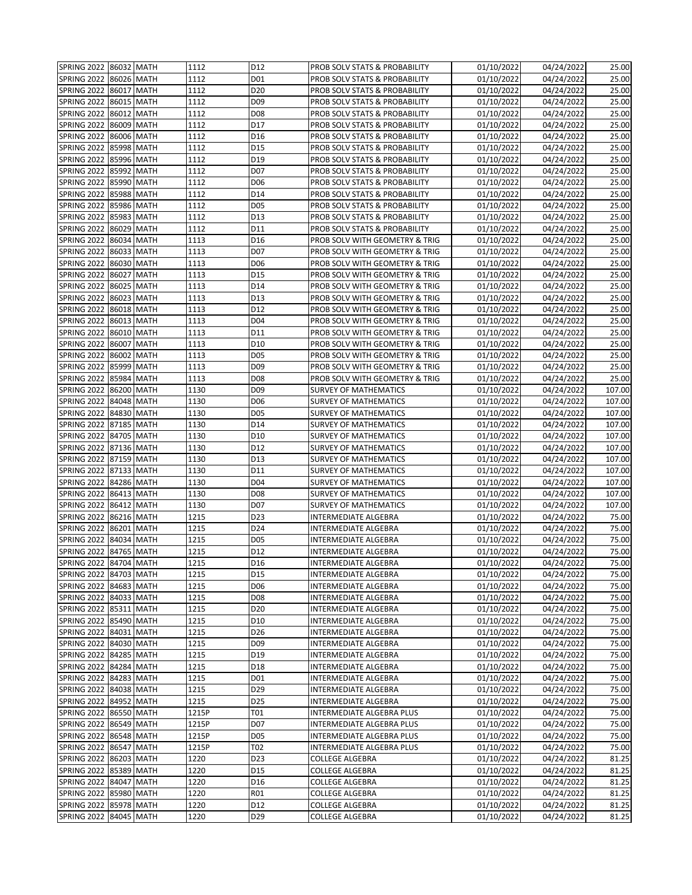| | | | | | | | | |
|---|---|---|---|---|---|---|---|---|
| SPRING 2022 | 86032 | MATH | 1112 | D12 | PROB SOLV STATS & PROBABILITY | 01/10/2022 | 04/24/2022 | 25.00 |
| SPRING 2022 | 86026 | MATH | 1112 | D01 | PROB SOLV STATS & PROBABILITY | 01/10/2022 | 04/24/2022 | 25.00 |
| SPRING 2022 | 86017 | MATH | 1112 | D20 | PROB SOLV STATS & PROBABILITY | 01/10/2022 | 04/24/2022 | 25.00 |
| SPRING 2022 | 86015 | MATH | 1112 | D09 | PROB SOLV STATS & PROBABILITY | 01/10/2022 | 04/24/2022 | 25.00 |
| SPRING 2022 | 86012 | MATH | 1112 | D08 | PROB SOLV STATS & PROBABILITY | 01/10/2022 | 04/24/2022 | 25.00 |
| SPRING 2022 | 86009 | MATH | 1112 | D17 | PROB SOLV STATS & PROBABILITY | 01/10/2022 | 04/24/2022 | 25.00 |
| SPRING 2022 | 86006 | MATH | 1112 | D16 | PROB SOLV STATS & PROBABILITY | 01/10/2022 | 04/24/2022 | 25.00 |
| SPRING 2022 | 85998 | MATH | 1112 | D15 | PROB SOLV STATS & PROBABILITY | 01/10/2022 | 04/24/2022 | 25.00 |
| SPRING 2022 | 85996 | MATH | 1112 | D19 | PROB SOLV STATS & PROBABILITY | 01/10/2022 | 04/24/2022 | 25.00 |
| SPRING 2022 | 85992 | MATH | 1112 | D07 | PROB SOLV STATS & PROBABILITY | 01/10/2022 | 04/24/2022 | 25.00 |
| SPRING 2022 | 85990 | MATH | 1112 | D06 | PROB SOLV STATS & PROBABILITY | 01/10/2022 | 04/24/2022 | 25.00 |
| SPRING 2022 | 85988 | MATH | 1112 | D14 | PROB SOLV STATS & PROBABILITY | 01/10/2022 | 04/24/2022 | 25.00 |
| SPRING 2022 | 85986 | MATH | 1112 | D05 | PROB SOLV STATS & PROBABILITY | 01/10/2022 | 04/24/2022 | 25.00 |
| SPRING 2022 | 85983 | MATH | 1112 | D13 | PROB SOLV STATS & PROBABILITY | 01/10/2022 | 04/24/2022 | 25.00 |
| SPRING 2022 | 86029 | MATH | 1112 | D11 | PROB SOLV STATS & PROBABILITY | 01/10/2022 | 04/24/2022 | 25.00 |
| SPRING 2022 | 86034 | MATH | 1113 | D16 | PROB SOLV WITH GEOMETRY & TRIG | 01/10/2022 | 04/24/2022 | 25.00 |
| SPRING 2022 | 86033 | MATH | 1113 | D07 | PROB SOLV WITH GEOMETRY & TRIG | 01/10/2022 | 04/24/2022 | 25.00 |
| SPRING 2022 | 86030 | MATH | 1113 | D06 | PROB SOLV WITH GEOMETRY & TRIG | 01/10/2022 | 04/24/2022 | 25.00 |
| SPRING 2022 | 86027 | MATH | 1113 | D15 | PROB SOLV WITH GEOMETRY & TRIG | 01/10/2022 | 04/24/2022 | 25.00 |
| SPRING 2022 | 86025 | MATH | 1113 | D14 | PROB SOLV WITH GEOMETRY & TRIG | 01/10/2022 | 04/24/2022 | 25.00 |
| SPRING 2022 | 86023 | MATH | 1113 | D13 | PROB SOLV WITH GEOMETRY & TRIG | 01/10/2022 | 04/24/2022 | 25.00 |
| SPRING 2022 | 86018 | MATH | 1113 | D12 | PROB SOLV WITH GEOMETRY & TRIG | 01/10/2022 | 04/24/2022 | 25.00 |
| SPRING 2022 | 86013 | MATH | 1113 | D04 | PROB SOLV WITH GEOMETRY & TRIG | 01/10/2022 | 04/24/2022 | 25.00 |
| SPRING 2022 | 86010 | MATH | 1113 | D11 | PROB SOLV WITH GEOMETRY & TRIG | 01/10/2022 | 04/24/2022 | 25.00 |
| SPRING 2022 | 86007 | MATH | 1113 | D10 | PROB SOLV WITH GEOMETRY & TRIG | 01/10/2022 | 04/24/2022 | 25.00 |
| SPRING 2022 | 86002 | MATH | 1113 | D05 | PROB SOLV WITH GEOMETRY & TRIG | 01/10/2022 | 04/24/2022 | 25.00 |
| SPRING 2022 | 85999 | MATH | 1113 | D09 | PROB SOLV WITH GEOMETRY & TRIG | 01/10/2022 | 04/24/2022 | 25.00 |
| SPRING 2022 | 85984 | MATH | 1113 | D08 | PROB SOLV WITH GEOMETRY & TRIG | 01/10/2022 | 04/24/2022 | 25.00 |
| SPRING 2022 | 86200 | MATH | 1130 | D09 | SURVEY OF MATHEMATICS | 01/10/2022 | 04/24/2022 | 107.00 |
| SPRING 2022 | 84048 | MATH | 1130 | D06 | SURVEY OF MATHEMATICS | 01/10/2022 | 04/24/2022 | 107.00 |
| SPRING 2022 | 84830 | MATH | 1130 | D05 | SURVEY OF MATHEMATICS | 01/10/2022 | 04/24/2022 | 107.00 |
| SPRING 2022 | 87185 | MATH | 1130 | D14 | SURVEY OF MATHEMATICS | 01/10/2022 | 04/24/2022 | 107.00 |
| SPRING 2022 | 84705 | MATH | 1130 | D10 | SURVEY OF MATHEMATICS | 01/10/2022 | 04/24/2022 | 107.00 |
| SPRING 2022 | 87136 | MATH | 1130 | D12 | SURVEY OF MATHEMATICS | 01/10/2022 | 04/24/2022 | 107.00 |
| SPRING 2022 | 87159 | MATH | 1130 | D13 | SURVEY OF MATHEMATICS | 01/10/2022 | 04/24/2022 | 107.00 |
| SPRING 2022 | 87133 | MATH | 1130 | D11 | SURVEY OF MATHEMATICS | 01/10/2022 | 04/24/2022 | 107.00 |
| SPRING 2022 | 84286 | MATH | 1130 | D04 | SURVEY OF MATHEMATICS | 01/10/2022 | 04/24/2022 | 107.00 |
| SPRING 2022 | 86413 | MATH | 1130 | D08 | SURVEY OF MATHEMATICS | 01/10/2022 | 04/24/2022 | 107.00 |
| SPRING 2022 | 86412 | MATH | 1130 | D07 | SURVEY OF MATHEMATICS | 01/10/2022 | 04/24/2022 | 107.00 |
| SPRING 2022 | 86216 | MATH | 1215 | D23 | INTERMEDIATE ALGEBRA | 01/10/2022 | 04/24/2022 | 75.00 |
| SPRING 2022 | 86201 | MATH | 1215 | D24 | INTERMEDIATE ALGEBRA | 01/10/2022 | 04/24/2022 | 75.00 |
| SPRING 2022 | 84034 | MATH | 1215 | D05 | INTERMEDIATE ALGEBRA | 01/10/2022 | 04/24/2022 | 75.00 |
| SPRING 2022 | 84765 | MATH | 1215 | D12 | INTERMEDIATE ALGEBRA | 01/10/2022 | 04/24/2022 | 75.00 |
| SPRING 2022 | 84704 | MATH | 1215 | D16 | INTERMEDIATE ALGEBRA | 01/10/2022 | 04/24/2022 | 75.00 |
| SPRING 2022 | 84703 | MATH | 1215 | D15 | INTERMEDIATE ALGEBRA | 01/10/2022 | 04/24/2022 | 75.00 |
| SPRING 2022 | 84683 | MATH | 1215 | D06 | INTERMEDIATE ALGEBRA | 01/10/2022 | 04/24/2022 | 75.00 |
| SPRING 2022 | 84033 | MATH | 1215 | D08 | INTERMEDIATE ALGEBRA | 01/10/2022 | 04/24/2022 | 75.00 |
| SPRING 2022 | 85311 | MATH | 1215 | D20 | INTERMEDIATE ALGEBRA | 01/10/2022 | 04/24/2022 | 75.00 |
| SPRING 2022 | 85490 | MATH | 1215 | D10 | INTERMEDIATE ALGEBRA | 01/10/2022 | 04/24/2022 | 75.00 |
| SPRING 2022 | 84031 | MATH | 1215 | D26 | INTERMEDIATE ALGEBRA | 01/10/2022 | 04/24/2022 | 75.00 |
| SPRING 2022 | 84030 | MATH | 1215 | D09 | INTERMEDIATE ALGEBRA | 01/10/2022 | 04/24/2022 | 75.00 |
| SPRING 2022 | 84285 | MATH | 1215 | D19 | INTERMEDIATE ALGEBRA | 01/10/2022 | 04/24/2022 | 75.00 |
| SPRING 2022 | 84284 | MATH | 1215 | D18 | INTERMEDIATE ALGEBRA | 01/10/2022 | 04/24/2022 | 75.00 |
| SPRING 2022 | 84283 | MATH | 1215 | D01 | INTERMEDIATE ALGEBRA | 01/10/2022 | 04/24/2022 | 75.00 |
| SPRING 2022 | 84038 | MATH | 1215 | D29 | INTERMEDIATE ALGEBRA | 01/10/2022 | 04/24/2022 | 75.00 |
| SPRING 2022 | 84952 | MATH | 1215 | D25 | INTERMEDIATE ALGEBRA | 01/10/2022 | 04/24/2022 | 75.00 |
| SPRING 2022 | 86550 | MATH | 1215P | T01 | INTERMEDIATE ALGEBRA PLUS | 01/10/2022 | 04/24/2022 | 75.00 |
| SPRING 2022 | 86549 | MATH | 1215P | D07 | INTERMEDIATE ALGEBRA PLUS | 01/10/2022 | 04/24/2022 | 75.00 |
| SPRING 2022 | 86548 | MATH | 1215P | D05 | INTERMEDIATE ALGEBRA PLUS | 01/10/2022 | 04/24/2022 | 75.00 |
| SPRING 2022 | 86547 | MATH | 1215P | T02 | INTERMEDIATE ALGEBRA PLUS | 01/10/2022 | 04/24/2022 | 75.00 |
| SPRING 2022 | 86203 | MATH | 1220 | D23 | COLLEGE ALGEBRA | 01/10/2022 | 04/24/2022 | 81.25 |
| SPRING 2022 | 85389 | MATH | 1220 | D15 | COLLEGE ALGEBRA | 01/10/2022 | 04/24/2022 | 81.25 |
| SPRING 2022 | 84047 | MATH | 1220 | D16 | COLLEGE ALGEBRA | 01/10/2022 | 04/24/2022 | 81.25 |
| SPRING 2022 | 85980 | MATH | 1220 | R01 | COLLEGE ALGEBRA | 01/10/2022 | 04/24/2022 | 81.25 |
| SPRING 2022 | 85978 | MATH | 1220 | D12 | COLLEGE ALGEBRA | 01/10/2022 | 04/24/2022 | 81.25 |
| SPRING 2022 | 84045 | MATH | 1220 | D29 | COLLEGE ALGEBRA | 01/10/2022 | 04/24/2022 | 81.25 |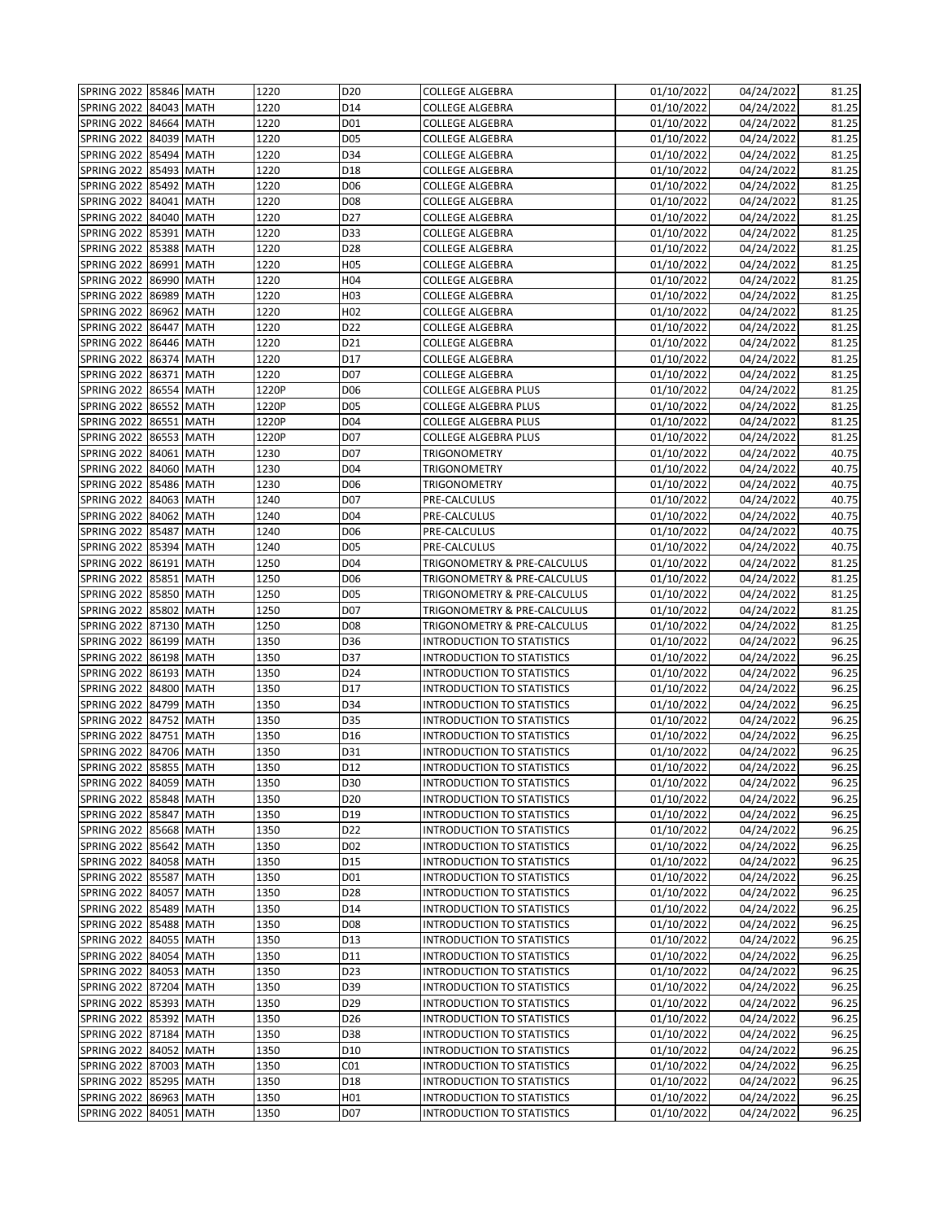| SPRING 2022 | 85846 | MATH | 1220 | D20 | COLLEGE ALGEBRA | 01/10/2022 | 04/24/2022 | 81.25 |
|---|---|---|---|---|---|---|---|---|
| SPRING 2022 | 84043 | MATH | 1220 | D14 | COLLEGE ALGEBRA | 01/10/2022 | 04/24/2022 | 81.25 |
| SPRING 2022 | 84664 | MATH | 1220 | D01 | COLLEGE ALGEBRA | 01/10/2022 | 04/24/2022 | 81.25 |
| SPRING 2022 | 84039 | MATH | 1220 | D05 | COLLEGE ALGEBRA | 01/10/2022 | 04/24/2022 | 81.25 |
| SPRING 2022 | 85494 | MATH | 1220 | D34 | COLLEGE ALGEBRA | 01/10/2022 | 04/24/2022 | 81.25 |
| SPRING 2022 | 85493 | MATH | 1220 | D18 | COLLEGE ALGEBRA | 01/10/2022 | 04/24/2022 | 81.25 |
| SPRING 2022 | 85492 | MATH | 1220 | D06 | COLLEGE ALGEBRA | 01/10/2022 | 04/24/2022 | 81.25 |
| SPRING 2022 | 84041 | MATH | 1220 | D08 | COLLEGE ALGEBRA | 01/10/2022 | 04/24/2022 | 81.25 |
| SPRING 2022 | 84040 | MATH | 1220 | D27 | COLLEGE ALGEBRA | 01/10/2022 | 04/24/2022 | 81.25 |
| SPRING 2022 | 85391 | MATH | 1220 | D33 | COLLEGE ALGEBRA | 01/10/2022 | 04/24/2022 | 81.25 |
| SPRING 2022 | 85388 | MATH | 1220 | D28 | COLLEGE ALGEBRA | 01/10/2022 | 04/24/2022 | 81.25 |
| SPRING 2022 | 86991 | MATH | 1220 | H05 | COLLEGE ALGEBRA | 01/10/2022 | 04/24/2022 | 81.25 |
| SPRING 2022 | 86990 | MATH | 1220 | H04 | COLLEGE ALGEBRA | 01/10/2022 | 04/24/2022 | 81.25 |
| SPRING 2022 | 86989 | MATH | 1220 | H03 | COLLEGE ALGEBRA | 01/10/2022 | 04/24/2022 | 81.25 |
| SPRING 2022 | 86962 | MATH | 1220 | H02 | COLLEGE ALGEBRA | 01/10/2022 | 04/24/2022 | 81.25 |
| SPRING 2022 | 86447 | MATH | 1220 | D22 | COLLEGE ALGEBRA | 01/10/2022 | 04/24/2022 | 81.25 |
| SPRING 2022 | 86446 | MATH | 1220 | D21 | COLLEGE ALGEBRA | 01/10/2022 | 04/24/2022 | 81.25 |
| SPRING 2022 | 86374 | MATH | 1220 | D17 | COLLEGE ALGEBRA | 01/10/2022 | 04/24/2022 | 81.25 |
| SPRING 2022 | 86371 | MATH | 1220 | D07 | COLLEGE ALGEBRA | 01/10/2022 | 04/24/2022 | 81.25 |
| SPRING 2022 | 86554 | MATH | 1220P | D06 | COLLEGE ALGEBRA PLUS | 01/10/2022 | 04/24/2022 | 81.25 |
| SPRING 2022 | 86552 | MATH | 1220P | D05 | COLLEGE ALGEBRA PLUS | 01/10/2022 | 04/24/2022 | 81.25 |
| SPRING 2022 | 86551 | MATH | 1220P | D04 | COLLEGE ALGEBRA PLUS | 01/10/2022 | 04/24/2022 | 81.25 |
| SPRING 2022 | 86553 | MATH | 1220P | D07 | COLLEGE ALGEBRA PLUS | 01/10/2022 | 04/24/2022 | 81.25 |
| SPRING 2022 | 84061 | MATH | 1230 | D07 | TRIGONOMETRY | 01/10/2022 | 04/24/2022 | 40.75 |
| SPRING 2022 | 84060 | MATH | 1230 | D04 | TRIGONOMETRY | 01/10/2022 | 04/24/2022 | 40.75 |
| SPRING 2022 | 85486 | MATH | 1230 | D06 | TRIGONOMETRY | 01/10/2022 | 04/24/2022 | 40.75 |
| SPRING 2022 | 84063 | MATH | 1240 | D07 | PRE-CALCULUS | 01/10/2022 | 04/24/2022 | 40.75 |
| SPRING 2022 | 84062 | MATH | 1240 | D04 | PRE-CALCULUS | 01/10/2022 | 04/24/2022 | 40.75 |
| SPRING 2022 | 85487 | MATH | 1240 | D06 | PRE-CALCULUS | 01/10/2022 | 04/24/2022 | 40.75 |
| SPRING 2022 | 85394 | MATH | 1240 | D05 | PRE-CALCULUS | 01/10/2022 | 04/24/2022 | 40.75 |
| SPRING 2022 | 86191 | MATH | 1250 | D04 | TRIGONOMETRY & PRE-CALCULUS | 01/10/2022 | 04/24/2022 | 81.25 |
| SPRING 2022 | 85851 | MATH | 1250 | D06 | TRIGONOMETRY & PRE-CALCULUS | 01/10/2022 | 04/24/2022 | 81.25 |
| SPRING 2022 | 85850 | MATH | 1250 | D05 | TRIGONOMETRY & PRE-CALCULUS | 01/10/2022 | 04/24/2022 | 81.25 |
| SPRING 2022 | 85802 | MATH | 1250 | D07 | TRIGONOMETRY & PRE-CALCULUS | 01/10/2022 | 04/24/2022 | 81.25 |
| SPRING 2022 | 87130 | MATH | 1250 | D08 | TRIGONOMETRY & PRE-CALCULUS | 01/10/2022 | 04/24/2022 | 81.25 |
| SPRING 2022 | 86199 | MATH | 1350 | D36 | INTRODUCTION TO STATISTICS | 01/10/2022 | 04/24/2022 | 96.25 |
| SPRING 2022 | 86198 | MATH | 1350 | D37 | INTRODUCTION TO STATISTICS | 01/10/2022 | 04/24/2022 | 96.25 |
| SPRING 2022 | 86193 | MATH | 1350 | D24 | INTRODUCTION TO STATISTICS | 01/10/2022 | 04/24/2022 | 96.25 |
| SPRING 2022 | 84800 | MATH | 1350 | D17 | INTRODUCTION TO STATISTICS | 01/10/2022 | 04/24/2022 | 96.25 |
| SPRING 2022 | 84799 | MATH | 1350 | D34 | INTRODUCTION TO STATISTICS | 01/10/2022 | 04/24/2022 | 96.25 |
| SPRING 2022 | 84752 | MATH | 1350 | D35 | INTRODUCTION TO STATISTICS | 01/10/2022 | 04/24/2022 | 96.25 |
| SPRING 2022 | 84751 | MATH | 1350 | D16 | INTRODUCTION TO STATISTICS | 01/10/2022 | 04/24/2022 | 96.25 |
| SPRING 2022 | 84706 | MATH | 1350 | D31 | INTRODUCTION TO STATISTICS | 01/10/2022 | 04/24/2022 | 96.25 |
| SPRING 2022 | 85855 | MATH | 1350 | D12 | INTRODUCTION TO STATISTICS | 01/10/2022 | 04/24/2022 | 96.25 |
| SPRING 2022 | 84059 | MATH | 1350 | D30 | INTRODUCTION TO STATISTICS | 01/10/2022 | 04/24/2022 | 96.25 |
| SPRING 2022 | 85848 | MATH | 1350 | D20 | INTRODUCTION TO STATISTICS | 01/10/2022 | 04/24/2022 | 96.25 |
| SPRING 2022 | 85847 | MATH | 1350 | D19 | INTRODUCTION TO STATISTICS | 01/10/2022 | 04/24/2022 | 96.25 |
| SPRING 2022 | 85668 | MATH | 1350 | D22 | INTRODUCTION TO STATISTICS | 01/10/2022 | 04/24/2022 | 96.25 |
| SPRING 2022 | 85642 | MATH | 1350 | D02 | INTRODUCTION TO STATISTICS | 01/10/2022 | 04/24/2022 | 96.25 |
| SPRING 2022 | 84058 | MATH | 1350 | D15 | INTRODUCTION TO STATISTICS | 01/10/2022 | 04/24/2022 | 96.25 |
| SPRING 2022 | 85587 | MATH | 1350 | D01 | INTRODUCTION TO STATISTICS | 01/10/2022 | 04/24/2022 | 96.25 |
| SPRING 2022 | 84057 | MATH | 1350 | D28 | INTRODUCTION TO STATISTICS | 01/10/2022 | 04/24/2022 | 96.25 |
| SPRING 2022 | 85489 | MATH | 1350 | D14 | INTRODUCTION TO STATISTICS | 01/10/2022 | 04/24/2022 | 96.25 |
| SPRING 2022 | 85488 | MATH | 1350 | D08 | INTRODUCTION TO STATISTICS | 01/10/2022 | 04/24/2022 | 96.25 |
| SPRING 2022 | 84055 | MATH | 1350 | D13 | INTRODUCTION TO STATISTICS | 01/10/2022 | 04/24/2022 | 96.25 |
| SPRING 2022 | 84054 | MATH | 1350 | D11 | INTRODUCTION TO STATISTICS | 01/10/2022 | 04/24/2022 | 96.25 |
| SPRING 2022 | 84053 | MATH | 1350 | D23 | INTRODUCTION TO STATISTICS | 01/10/2022 | 04/24/2022 | 96.25 |
| SPRING 2022 | 87204 | MATH | 1350 | D39 | INTRODUCTION TO STATISTICS | 01/10/2022 | 04/24/2022 | 96.25 |
| SPRING 2022 | 85393 | MATH | 1350 | D29 | INTRODUCTION TO STATISTICS | 01/10/2022 | 04/24/2022 | 96.25 |
| SPRING 2022 | 85392 | MATH | 1350 | D26 | INTRODUCTION TO STATISTICS | 01/10/2022 | 04/24/2022 | 96.25 |
| SPRING 2022 | 87184 | MATH | 1350 | D38 | INTRODUCTION TO STATISTICS | 01/10/2022 | 04/24/2022 | 96.25 |
| SPRING 2022 | 84052 | MATH | 1350 | D10 | INTRODUCTION TO STATISTICS | 01/10/2022 | 04/24/2022 | 96.25 |
| SPRING 2022 | 87003 | MATH | 1350 | C01 | INTRODUCTION TO STATISTICS | 01/10/2022 | 04/24/2022 | 96.25 |
| SPRING 2022 | 85295 | MATH | 1350 | D18 | INTRODUCTION TO STATISTICS | 01/10/2022 | 04/24/2022 | 96.25 |
| SPRING 2022 | 86963 | MATH | 1350 | H01 | INTRODUCTION TO STATISTICS | 01/10/2022 | 04/24/2022 | 96.25 |
| SPRING 2022 | 84051 | MATH | 1350 | D07 | INTRODUCTION TO STATISTICS | 01/10/2022 | 04/24/2022 | 96.25 |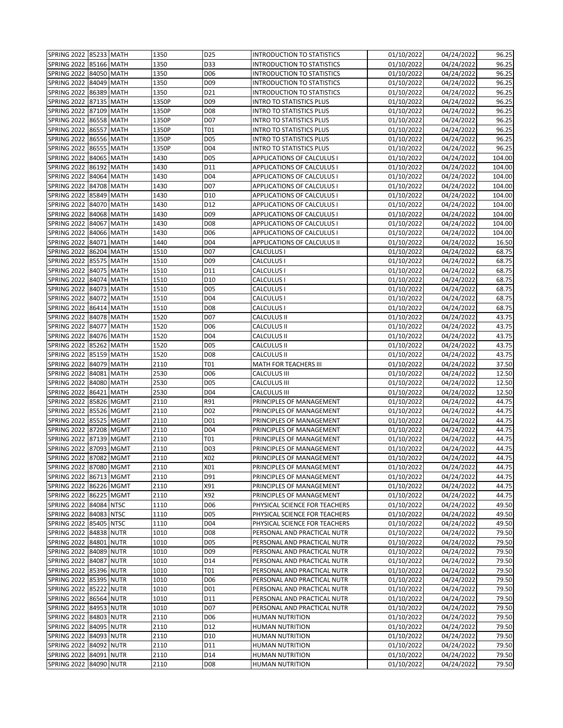| SPRING 2022 | 85233 | MATH | 1350 | D25 | INTRODUCTION TO STATISTICS | 01/10/2022 | 04/24/2022 | 96.25 |
|---|---|---|---|---|---|---|---|---|
| SPRING 2022 | 85166 | MATH | 1350 | D33 | INTRODUCTION TO STATISTICS | 01/10/2022 | 04/24/2022 | 96.25 |
| SPRING 2022 | 84050 | MATH | 1350 | D06 | INTRODUCTION TO STATISTICS | 01/10/2022 | 04/24/2022 | 96.25 |
| SPRING 2022 | 84049 | MATH | 1350 | D09 | INTRODUCTION TO STATISTICS | 01/10/2022 | 04/24/2022 | 96.25 |
| SPRING 2022 | 86389 | MATH | 1350 | D21 | INTRODUCTION TO STATISTICS | 01/10/2022 | 04/24/2022 | 96.25 |
| SPRING 2022 | 87135 | MATH | 1350P | D09 | INTRO TO STATISTICS PLUS | 01/10/2022 | 04/24/2022 | 96.25 |
| SPRING 2022 | 87109 | MATH | 1350P | D08 | INTRO TO STATISTICS PLUS | 01/10/2022 | 04/24/2022 | 96.25 |
| SPRING 2022 | 86558 | MATH | 1350P | D07 | INTRO TO STATISTICS PLUS | 01/10/2022 | 04/24/2022 | 96.25 |
| SPRING 2022 | 86557 | MATH | 1350P | T01 | INTRO TO STATISTICS PLUS | 01/10/2022 | 04/24/2022 | 96.25 |
| SPRING 2022 | 86556 | MATH | 1350P | D05 | INTRO TO STATISTICS PLUS | 01/10/2022 | 04/24/2022 | 96.25 |
| SPRING 2022 | 86555 | MATH | 1350P | D04 | INTRO TO STATISTICS PLUS | 01/10/2022 | 04/24/2022 | 96.25 |
| SPRING 2022 | 84065 | MATH | 1430 | D05 | APPLICATIONS OF CALCULUS I | 01/10/2022 | 04/24/2022 | 104.00 |
| SPRING 2022 | 86192 | MATH | 1430 | D11 | APPLICATIONS OF CALCULUS I | 01/10/2022 | 04/24/2022 | 104.00 |
| SPRING 2022 | 84064 | MATH | 1430 | D04 | APPLICATIONS OF CALCULUS I | 01/10/2022 | 04/24/2022 | 104.00 |
| SPRING 2022 | 84708 | MATH | 1430 | D07 | APPLICATIONS OF CALCULUS I | 01/10/2022 | 04/24/2022 | 104.00 |
| SPRING 2022 | 85849 | MATH | 1430 | D10 | APPLICATIONS OF CALCULUS I | 01/10/2022 | 04/24/2022 | 104.00 |
| SPRING 2022 | 84070 | MATH | 1430 | D12 | APPLICATIONS OF CALCULUS I | 01/10/2022 | 04/24/2022 | 104.00 |
| SPRING 2022 | 84068 | MATH | 1430 | D09 | APPLICATIONS OF CALCULUS I | 01/10/2022 | 04/24/2022 | 104.00 |
| SPRING 2022 | 84067 | MATH | 1430 | D08 | APPLICATIONS OF CALCULUS I | 01/10/2022 | 04/24/2022 | 104.00 |
| SPRING 2022 | 84066 | MATH | 1430 | D06 | APPLICATIONS OF CALCULUS I | 01/10/2022 | 04/24/2022 | 104.00 |
| SPRING 2022 | 84071 | MATH | 1440 | D04 | APPLICATIONS OF CALCULUS II | 01/10/2022 | 04/24/2022 | 16.50 |
| SPRING 2022 | 86204 | MATH | 1510 | D07 | CALCULUS I | 01/10/2022 | 04/24/2022 | 68.75 |
| SPRING 2022 | 85575 | MATH | 1510 | D09 | CALCULUS I | 01/10/2022 | 04/24/2022 | 68.75 |
| SPRING 2022 | 84075 | MATH | 1510 | D11 | CALCULUS I | 01/10/2022 | 04/24/2022 | 68.75 |
| SPRING 2022 | 84074 | MATH | 1510 | D10 | CALCULUS I | 01/10/2022 | 04/24/2022 | 68.75 |
| SPRING 2022 | 84073 | MATH | 1510 | D05 | CALCULUS I | 01/10/2022 | 04/24/2022 | 68.75 |
| SPRING 2022 | 84072 | MATH | 1510 | D04 | CALCULUS I | 01/10/2022 | 04/24/2022 | 68.75 |
| SPRING 2022 | 86414 | MATH | 1510 | D08 | CALCULUS I | 01/10/2022 | 04/24/2022 | 68.75 |
| SPRING 2022 | 84078 | MATH | 1520 | D07 | CALCULUS II | 01/10/2022 | 04/24/2022 | 43.75 |
| SPRING 2022 | 84077 | MATH | 1520 | D06 | CALCULUS II | 01/10/2022 | 04/24/2022 | 43.75 |
| SPRING 2022 | 84076 | MATH | 1520 | D04 | CALCULUS II | 01/10/2022 | 04/24/2022 | 43.75 |
| SPRING 2022 | 85262 | MATH | 1520 | D05 | CALCULUS II | 01/10/2022 | 04/24/2022 | 43.75 |
| SPRING 2022 | 85159 | MATH | 1520 | D08 | CALCULUS II | 01/10/2022 | 04/24/2022 | 43.75 |
| SPRING 2022 | 84079 | MATH | 2110 | T01 | MATH FOR TEACHERS III | 01/10/2022 | 04/24/2022 | 37.50 |
| SPRING 2022 | 84081 | MATH | 2530 | D06 | CALCULUS III | 01/10/2022 | 04/24/2022 | 12.50 |
| SPRING 2022 | 84080 | MATH | 2530 | D05 | CALCULUS III | 01/10/2022 | 04/24/2022 | 12.50 |
| SPRING 2022 | 86421 | MATH | 2530 | D04 | CALCULUS III | 01/10/2022 | 04/24/2022 | 12.50 |
| SPRING 2022 | 85826 | MGMT | 2110 | R91 | PRINCIPLES OF MANAGEMENT | 01/10/2022 | 04/24/2022 | 44.75 |
| SPRING 2022 | 85526 | MGMT | 2110 | D02 | PRINCIPLES OF MANAGEMENT | 01/10/2022 | 04/24/2022 | 44.75 |
| SPRING 2022 | 85525 | MGMT | 2110 | D01 | PRINCIPLES OF MANAGEMENT | 01/10/2022 | 04/24/2022 | 44.75 |
| SPRING 2022 | 87208 | MGMT | 2110 | D04 | PRINCIPLES OF MANAGEMENT | 01/10/2022 | 04/24/2022 | 44.75 |
| SPRING 2022 | 87139 | MGMT | 2110 | T01 | PRINCIPLES OF MANAGEMENT | 01/10/2022 | 04/24/2022 | 44.75 |
| SPRING 2022 | 87093 | MGMT | 2110 | D03 | PRINCIPLES OF MANAGEMENT | 01/10/2022 | 04/24/2022 | 44.75 |
| SPRING 2022 | 87082 | MGMT | 2110 | X02 | PRINCIPLES OF MANAGEMENT | 01/10/2022 | 04/24/2022 | 44.75 |
| SPRING 2022 | 87080 | MGMT | 2110 | X01 | PRINCIPLES OF MANAGEMENT | 01/10/2022 | 04/24/2022 | 44.75 |
| SPRING 2022 | 86713 | MGMT | 2110 | D91 | PRINCIPLES OF MANAGEMENT | 01/10/2022 | 04/24/2022 | 44.75 |
| SPRING 2022 | 86226 | MGMT | 2110 | X91 | PRINCIPLES OF MANAGEMENT | 01/10/2022 | 04/24/2022 | 44.75 |
| SPRING 2022 | 86225 | MGMT | 2110 | X92 | PRINCIPLES OF MANAGEMENT | 01/10/2022 | 04/24/2022 | 44.75 |
| SPRING 2022 | 84084 | NTSC | 1110 | D06 | PHYSICAL SCIENCE FOR TEACHERS | 01/10/2022 | 04/24/2022 | 49.50 |
| SPRING 2022 | 84083 | NTSC | 1110 | D05 | PHYSICAL SCIENCE FOR TEACHERS | 01/10/2022 | 04/24/2022 | 49.50 |
| SPRING 2022 | 85405 | NTSC | 1110 | D04 | PHYSICAL SCIENCE FOR TEACHERS | 01/10/2022 | 04/24/2022 | 49.50 |
| SPRING 2022 | 84838 | NUTR | 1010 | D08 | PERSONAL AND PRACTICAL NUTR | 01/10/2022 | 04/24/2022 | 79.50 |
| SPRING 2022 | 84801 | NUTR | 1010 | D05 | PERSONAL AND PRACTICAL NUTR | 01/10/2022 | 04/24/2022 | 79.50 |
| SPRING 2022 | 84089 | NUTR | 1010 | D09 | PERSONAL AND PRACTICAL NUTR | 01/10/2022 | 04/24/2022 | 79.50 |
| SPRING 2022 | 84087 | NUTR | 1010 | D14 | PERSONAL AND PRACTICAL NUTR | 01/10/2022 | 04/24/2022 | 79.50 |
| SPRING 2022 | 85396 | NUTR | 1010 | T01 | PERSONAL AND PRACTICAL NUTR | 01/10/2022 | 04/24/2022 | 79.50 |
| SPRING 2022 | 85395 | NUTR | 1010 | D06 | PERSONAL AND PRACTICAL NUTR | 01/10/2022 | 04/24/2022 | 79.50 |
| SPRING 2022 | 85222 | NUTR | 1010 | D01 | PERSONAL AND PRACTICAL NUTR | 01/10/2022 | 04/24/2022 | 79.50 |
| SPRING 2022 | 86564 | NUTR | 1010 | D11 | PERSONAL AND PRACTICAL NUTR | 01/10/2022 | 04/24/2022 | 79.50 |
| SPRING 2022 | 84953 | NUTR | 1010 | D07 | PERSONAL AND PRACTICAL NUTR | 01/10/2022 | 04/24/2022 | 79.50 |
| SPRING 2022 | 84803 | NUTR | 2110 | D06 | HUMAN NUTRITION | 01/10/2022 | 04/24/2022 | 79.50 |
| SPRING 2022 | 84095 | NUTR | 2110 | D12 | HUMAN NUTRITION | 01/10/2022 | 04/24/2022 | 79.50 |
| SPRING 2022 | 84093 | NUTR | 2110 | D10 | HUMAN NUTRITION | 01/10/2022 | 04/24/2022 | 79.50 |
| SPRING 2022 | 84092 | NUTR | 2110 | D11 | HUMAN NUTRITION | 01/10/2022 | 04/24/2022 | 79.50 |
| SPRING 2022 | 84091 | NUTR | 2110 | D14 | HUMAN NUTRITION | 01/10/2022 | 04/24/2022 | 79.50 |
| SPRING 2022 | 84090 | NUTR | 2110 | D08 | HUMAN NUTRITION | 01/10/2022 | 04/24/2022 | 79.50 |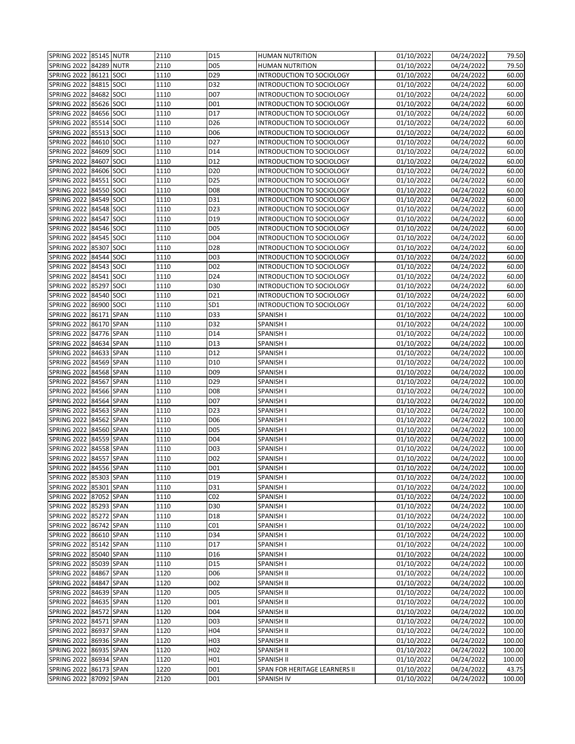| | | | | | | | | |
|---|---|---|---|---|---|---|---|---|
| SPRING 2022 | 85145 | NUTR | 2110 | D15 | HUMAN NUTRITION | 01/10/2022 | 04/24/2022 | 79.50 |
| SPRING 2022 | 84289 | NUTR | 2110 | D05 | HUMAN NUTRITION | 01/10/2022 | 04/24/2022 | 79.50 |
| SPRING 2022 | 86121 | SOCI | 1110 | D29 | INTRODUCTION TO SOCIOLOGY | 01/10/2022 | 04/24/2022 | 60.00 |
| SPRING 2022 | 84815 | SOCI | 1110 | D32 | INTRODUCTION TO SOCIOLOGY | 01/10/2022 | 04/24/2022 | 60.00 |
| SPRING 2022 | 84682 | SOCI | 1110 | D07 | INTRODUCTION TO SOCIOLOGY | 01/10/2022 | 04/24/2022 | 60.00 |
| SPRING 2022 | 85626 | SOCI | 1110 | D01 | INTRODUCTION TO SOCIOLOGY | 01/10/2022 | 04/24/2022 | 60.00 |
| SPRING 2022 | 84656 | SOCI | 1110 | D17 | INTRODUCTION TO SOCIOLOGY | 01/10/2022 | 04/24/2022 | 60.00 |
| SPRING 2022 | 85514 | SOCI | 1110 | D26 | INTRODUCTION TO SOCIOLOGY | 01/10/2022 | 04/24/2022 | 60.00 |
| SPRING 2022 | 85513 | SOCI | 1110 | D06 | INTRODUCTION TO SOCIOLOGY | 01/10/2022 | 04/24/2022 | 60.00 |
| SPRING 2022 | 84610 | SOCI | 1110 | D27 | INTRODUCTION TO SOCIOLOGY | 01/10/2022 | 04/24/2022 | 60.00 |
| SPRING 2022 | 84609 | SOCI | 1110 | D14 | INTRODUCTION TO SOCIOLOGY | 01/10/2022 | 04/24/2022 | 60.00 |
| SPRING 2022 | 84607 | SOCI | 1110 | D12 | INTRODUCTION TO SOCIOLOGY | 01/10/2022 | 04/24/2022 | 60.00 |
| SPRING 2022 | 84606 | SOCI | 1110 | D20 | INTRODUCTION TO SOCIOLOGY | 01/10/2022 | 04/24/2022 | 60.00 |
| SPRING 2022 | 84551 | SOCI | 1110 | D25 | INTRODUCTION TO SOCIOLOGY | 01/10/2022 | 04/24/2022 | 60.00 |
| SPRING 2022 | 84550 | SOCI | 1110 | D08 | INTRODUCTION TO SOCIOLOGY | 01/10/2022 | 04/24/2022 | 60.00 |
| SPRING 2022 | 84549 | SOCI | 1110 | D31 | INTRODUCTION TO SOCIOLOGY | 01/10/2022 | 04/24/2022 | 60.00 |
| SPRING 2022 | 84548 | SOCI | 1110 | D23 | INTRODUCTION TO SOCIOLOGY | 01/10/2022 | 04/24/2022 | 60.00 |
| SPRING 2022 | 84547 | SOCI | 1110 | D19 | INTRODUCTION TO SOCIOLOGY | 01/10/2022 | 04/24/2022 | 60.00 |
| SPRING 2022 | 84546 | SOCI | 1110 | D05 | INTRODUCTION TO SOCIOLOGY | 01/10/2022 | 04/24/2022 | 60.00 |
| SPRING 2022 | 84545 | SOCI | 1110 | D04 | INTRODUCTION TO SOCIOLOGY | 01/10/2022 | 04/24/2022 | 60.00 |
| SPRING 2022 | 85307 | SOCI | 1110 | D28 | INTRODUCTION TO SOCIOLOGY | 01/10/2022 | 04/24/2022 | 60.00 |
| SPRING 2022 | 84544 | SOCI | 1110 | D03 | INTRODUCTION TO SOCIOLOGY | 01/10/2022 | 04/24/2022 | 60.00 |
| SPRING 2022 | 84543 | SOCI | 1110 | D02 | INTRODUCTION TO SOCIOLOGY | 01/10/2022 | 04/24/2022 | 60.00 |
| SPRING 2022 | 84541 | SOCI | 1110 | D24 | INTRODUCTION TO SOCIOLOGY | 01/10/2022 | 04/24/2022 | 60.00 |
| SPRING 2022 | 85297 | SOCI | 1110 | D30 | INTRODUCTION TO SOCIOLOGY | 01/10/2022 | 04/24/2022 | 60.00 |
| SPRING 2022 | 84540 | SOCI | 1110 | D21 | INTRODUCTION TO SOCIOLOGY | 01/10/2022 | 04/24/2022 | 60.00 |
| SPRING 2022 | 86900 | SOCI | 1110 | SD1 | INTRODUCTION TO SOCIOLOGY | 01/10/2022 | 04/24/2022 | 60.00 |
| SPRING 2022 | 86171 | SPAN | 1110 | D33 | SPANISH I | 01/10/2022 | 04/24/2022 | 100.00 |
| SPRING 2022 | 86170 | SPAN | 1110 | D32 | SPANISH I | 01/10/2022 | 04/24/2022 | 100.00 |
| SPRING 2022 | 84776 | SPAN | 1110 | D14 | SPANISH I | 01/10/2022 | 04/24/2022 | 100.00 |
| SPRING 2022 | 84634 | SPAN | 1110 | D13 | SPANISH I | 01/10/2022 | 04/24/2022 | 100.00 |
| SPRING 2022 | 84633 | SPAN | 1110 | D12 | SPANISH I | 01/10/2022 | 04/24/2022 | 100.00 |
| SPRING 2022 | 84569 | SPAN | 1110 | D10 | SPANISH I | 01/10/2022 | 04/24/2022 | 100.00 |
| SPRING 2022 | 84568 | SPAN | 1110 | D09 | SPANISH I | 01/10/2022 | 04/24/2022 | 100.00 |
| SPRING 2022 | 84567 | SPAN | 1110 | D29 | SPANISH I | 01/10/2022 | 04/24/2022 | 100.00 |
| SPRING 2022 | 84566 | SPAN | 1110 | D08 | SPANISH I | 01/10/2022 | 04/24/2022 | 100.00 |
| SPRING 2022 | 84564 | SPAN | 1110 | D07 | SPANISH I | 01/10/2022 | 04/24/2022 | 100.00 |
| SPRING 2022 | 84563 | SPAN | 1110 | D23 | SPANISH I | 01/10/2022 | 04/24/2022 | 100.00 |
| SPRING 2022 | 84562 | SPAN | 1110 | D06 | SPANISH I | 01/10/2022 | 04/24/2022 | 100.00 |
| SPRING 2022 | 84560 | SPAN | 1110 | D05 | SPANISH I | 01/10/2022 | 04/24/2022 | 100.00 |
| SPRING 2022 | 84559 | SPAN | 1110 | D04 | SPANISH I | 01/10/2022 | 04/24/2022 | 100.00 |
| SPRING 2022 | 84558 | SPAN | 1110 | D03 | SPANISH I | 01/10/2022 | 04/24/2022 | 100.00 |
| SPRING 2022 | 84557 | SPAN | 1110 | D02 | SPANISH I | 01/10/2022 | 04/24/2022 | 100.00 |
| SPRING 2022 | 84556 | SPAN | 1110 | D01 | SPANISH I | 01/10/2022 | 04/24/2022 | 100.00 |
| SPRING 2022 | 85303 | SPAN | 1110 | D19 | SPANISH I | 01/10/2022 | 04/24/2022 | 100.00 |
| SPRING 2022 | 85301 | SPAN | 1110 | D31 | SPANISH I | 01/10/2022 | 04/24/2022 | 100.00 |
| SPRING 2022 | 87052 | SPAN | 1110 | C02 | SPANISH I | 01/10/2022 | 04/24/2022 | 100.00 |
| SPRING 2022 | 85293 | SPAN | 1110 | D30 | SPANISH I | 01/10/2022 | 04/24/2022 | 100.00 |
| SPRING 2022 | 85272 | SPAN | 1110 | D18 | SPANISH I | 01/10/2022 | 04/24/2022 | 100.00 |
| SPRING 2022 | 86742 | SPAN | 1110 | C01 | SPANISH I | 01/10/2022 | 04/24/2022 | 100.00 |
| SPRING 2022 | 86610 | SPAN | 1110 | D34 | SPANISH I | 01/10/2022 | 04/24/2022 | 100.00 |
| SPRING 2022 | 85142 | SPAN | 1110 | D17 | SPANISH I | 01/10/2022 | 04/24/2022 | 100.00 |
| SPRING 2022 | 85040 | SPAN | 1110 | D16 | SPANISH I | 01/10/2022 | 04/24/2022 | 100.00 |
| SPRING 2022 | 85039 | SPAN | 1110 | D15 | SPANISH I | 01/10/2022 | 04/24/2022 | 100.00 |
| SPRING 2022 | 84867 | SPAN | 1120 | D06 | SPANISH II | 01/10/2022 | 04/24/2022 | 100.00 |
| SPRING 2022 | 84847 | SPAN | 1120 | D02 | SPANISH II | 01/10/2022 | 04/24/2022 | 100.00 |
| SPRING 2022 | 84639 | SPAN | 1120 | D05 | SPANISH II | 01/10/2022 | 04/24/2022 | 100.00 |
| SPRING 2022 | 84635 | SPAN | 1120 | D01 | SPANISH II | 01/10/2022 | 04/24/2022 | 100.00 |
| SPRING 2022 | 84572 | SPAN | 1120 | D04 | SPANISH II | 01/10/2022 | 04/24/2022 | 100.00 |
| SPRING 2022 | 84571 | SPAN | 1120 | D03 | SPANISH II | 01/10/2022 | 04/24/2022 | 100.00 |
| SPRING 2022 | 86937 | SPAN | 1120 | H04 | SPANISH II | 01/10/2022 | 04/24/2022 | 100.00 |
| SPRING 2022 | 86936 | SPAN | 1120 | H03 | SPANISH II | 01/10/2022 | 04/24/2022 | 100.00 |
| SPRING 2022 | 86935 | SPAN | 1120 | H02 | SPANISH II | 01/10/2022 | 04/24/2022 | 100.00 |
| SPRING 2022 | 86934 | SPAN | 1120 | H01 | SPANISH II | 01/10/2022 | 04/24/2022 | 100.00 |
| SPRING 2022 | 86173 | SPAN | 1220 | D01 | SPAN FOR HERITAGE LEARNERS II | 01/10/2022 | 04/24/2022 | 43.75 |
| SPRING 2022 | 87092 | SPAN | 2120 | D01 | SPANISH IV | 01/10/2022 | 04/24/2022 | 100.00 |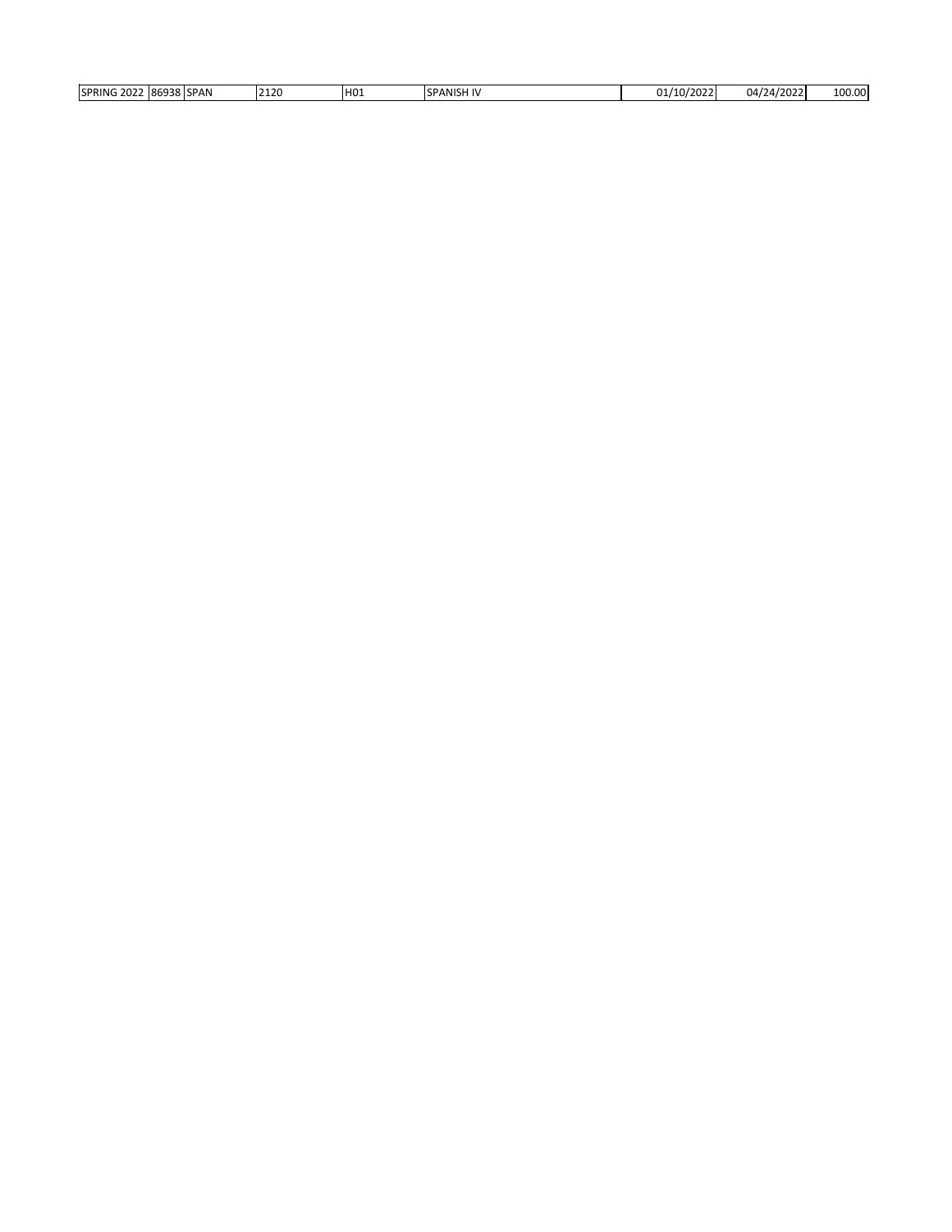| | | | | | | | | |
|---|---|---|---|---|---|---|---|---|
| SPRING 2022 | 86938 | SPAN | 2120 | H01 | SPANISH IV | 01/10/2022 | 04/24/2022 | 100.00 |